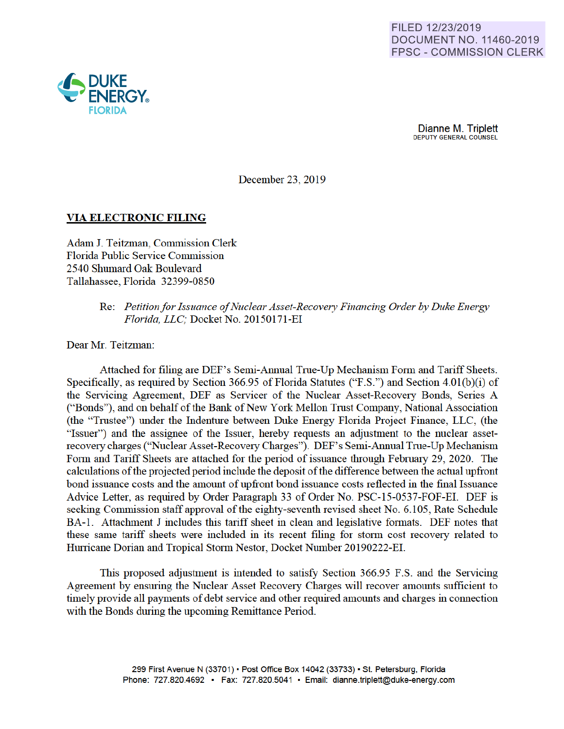FILED 12/23/2019
DOCUMENT NO. 11460-2019
FPSC - COMMISSION CLERK

DUKE ENERGY® FLORIDA

Dianne M. Triplett
DEPUTY GENERAL COUNSEL

December 23, 2019

**VIA ELECTRONIC FILING**

Adam J. Teitzman, Commission Clerk
Florida Public Service Commission
2540 Shumard Oak Boulevard
Tallahassee, Florida 32399-0850

Re: *Petition for Issuance of Nuclear Asset-Recovery Financing Order by Duke Energy Florida, LLC;* Docket No. 20150171-EI

Dear Mr. Teitzman:

Attached for filing are DEF's Semi-Annual True-Up Mechanism Form and Tariff Sheets. Specifically, as required by Section 366.95 of Florida Statutes ("F.S.") and Section 4.01(b)(i) of the Servicing Agreement, DEF as Servicer of the Nuclear Asset-Recovery Bonds, Series A ("Bonds"), and on behalf of the Bank of New York Mellon Trust Company, National Association (the "Trustee") under the Indenture between Duke Energy Florida Project Finance, LLC, (the "Issuer") and the assignee of the Issuer, hereby requests an adjustment to the nuclear asset-recovery charges ("Nuclear Asset-Recovery Charges"). DEF's Semi-Annual True-Up Mechanism Form and Tariff Sheets are attached for the period of issuance through February 29, 2020. The calculations of the projected period include the deposit of the difference between the actual upfront bond issuance costs and the amount of upfront bond issuance costs reflected in the final Issuance Advice Letter, as required by Order Paragraph 33 of Order No. PSC-15-0537-FOF-EI. DEF is seeking Commission staff approval of the eighty-seventh revised sheet No. 6.105, Rate Schedule BA-1. Attachment J includes this tariff sheet in clean and legislative formats. DEF notes that these same tariff sheets were included in its recent filing for storm cost recovery related to Hurricane Dorian and Tropical Storm Nestor, Docket Number 20190222-EI.

This proposed adjustment is intended to satisfy Section 366.95 F.S. and the Servicing Agreement by ensuring the Nuclear Asset Recovery Charges will recover amounts sufficient to timely provide all payments of debt service and other required amounts and charges in connection with the Bonds during the upcoming Remittance Period.

299 First Avenue N (33701) • Post Office Box 14042 (33733) • St. Petersburg, Florida
Phone: 727.820.4692 • Fax: 727.820.5041 • Email: dianne.triplett@duke-energy.com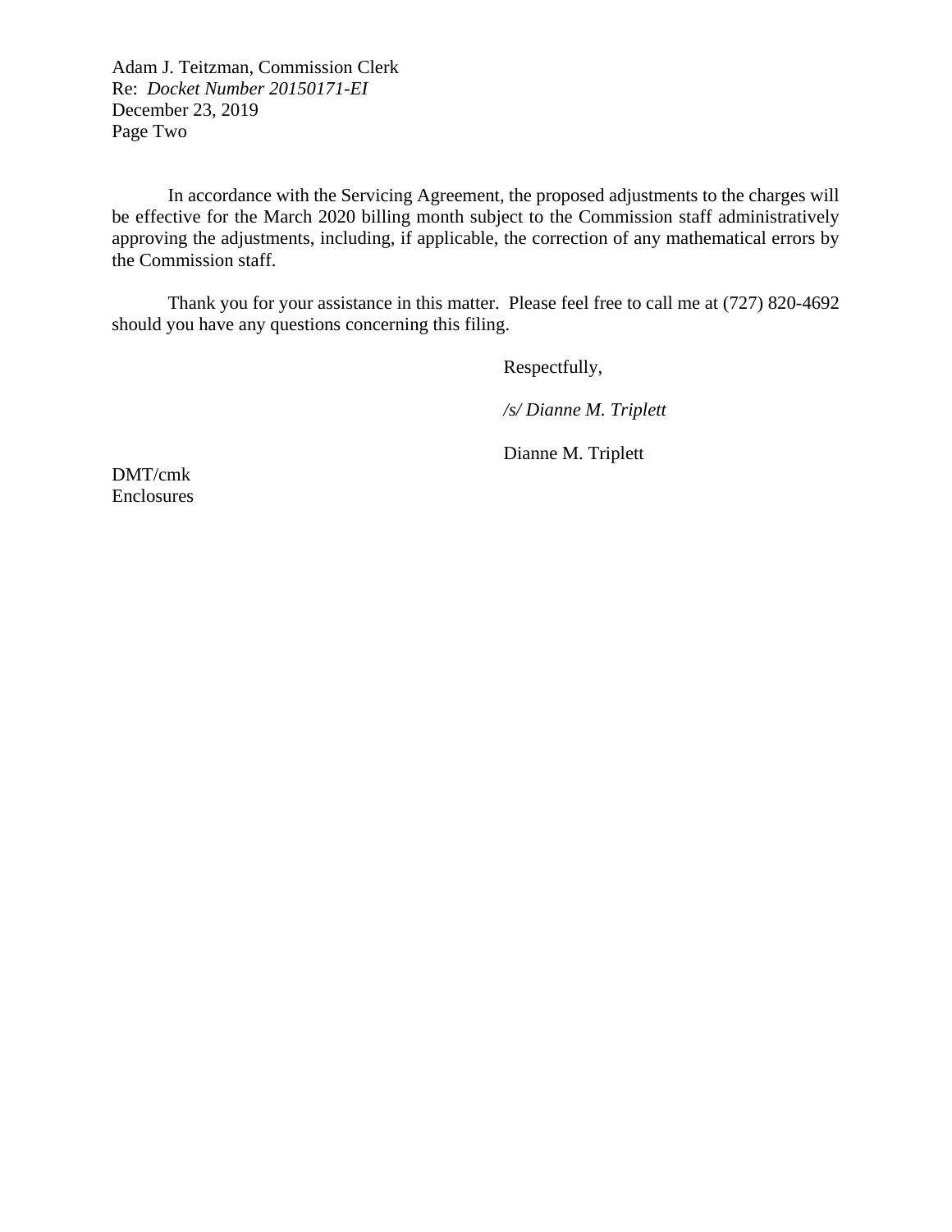Adam J. Teitzman, Commission Clerk
Re: *Docket Number 20150171-EI*
December 23, 2019
Page Two

In accordance with the Servicing Agreement, the proposed adjustments to the charges will be effective for the March 2020 billing month subject to the Commission staff administratively approving the adjustments, including, if applicable, the correction of any mathematical errors by the Commission staff.

Thank you for your assistance in this matter. Please feel free to call me at (727) 820-4692 should you have any questions concerning this filing.

Respectfully,

*/s/ Dianne M. Triplett*

Dianne M. Triplett

DMT/cmk
Enclosures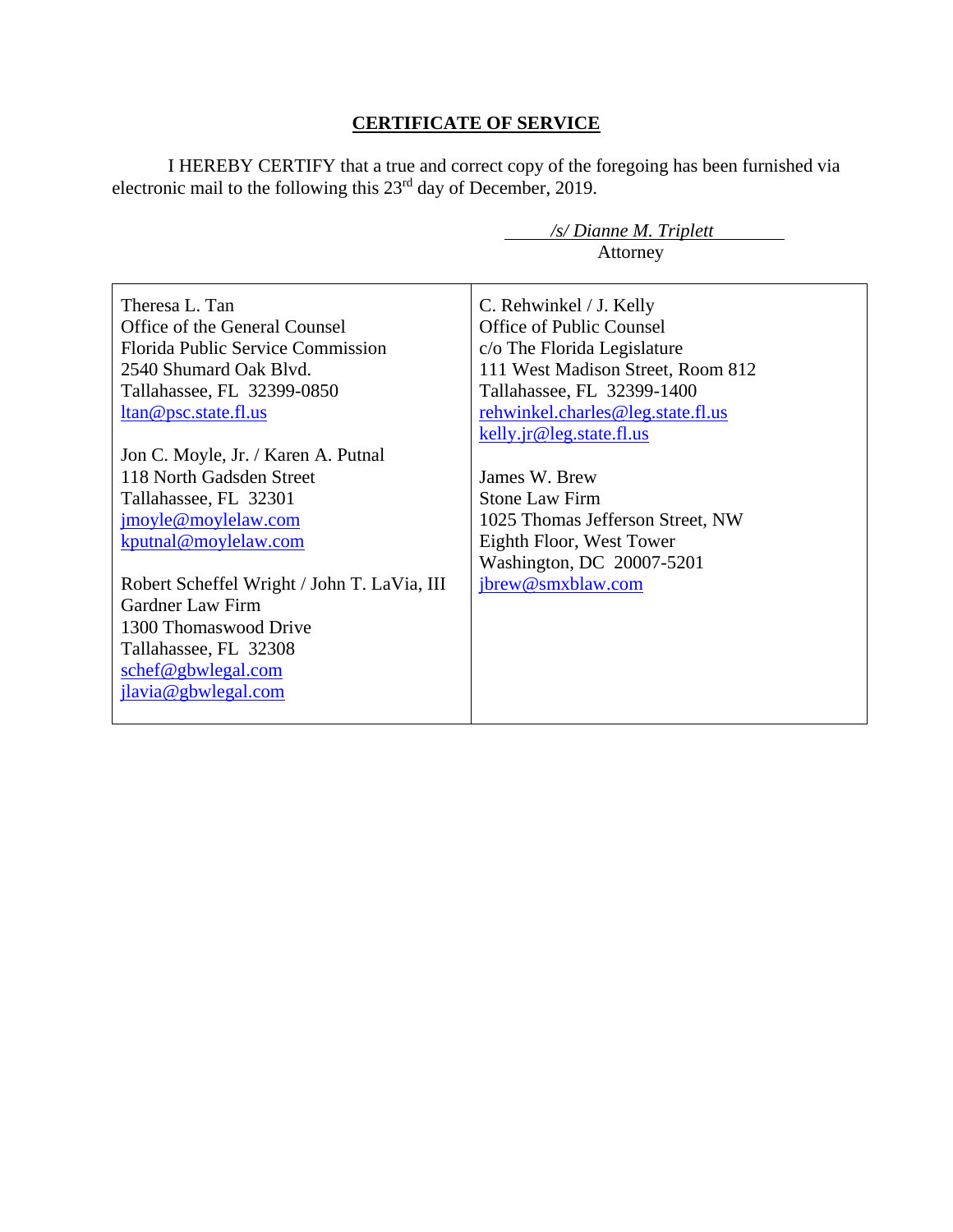## CERTIFICATE OF SERVICE

I HEREBY CERTIFY that a true and correct copy of the foregoing has been furnished via electronic mail to the following this 23rd day of December, 2019.

*/s/ Dianne M. Triplett*
Attorney

| | |
|---|---|
| Theresa L. Tan<br>Office of the General Counsel<br>Florida Public Service Commission<br>2540 Shumard Oak Blvd.<br>Tallahassee, FL 32399-0850<br>ltan@psc.state.fl.us<br><br>Jon C. Moyle, Jr. / Karen A. Putnal<br>118 North Gadsden Street<br>Tallahassee, FL 32301<br>jmoyle@moylelaw.com<br>kputnal@moylelaw.com<br><br>Robert Scheffel Wright / John T. LaVia, III<br>Gardner Law Firm<br>1300 Thomaswood Drive<br>Tallahassee, FL 32308<br>schef@gbwlegal.com<br>jlavia@gbwlegal.com | C. Rehwinkel / J. Kelly<br>Office of Public Counsel<br>c/o The Florida Legislature<br>111 West Madison Street, Room 812<br>Tallahassee, FL 32399-1400<br>rehwinkel.charles@leg.state.fl.us<br>kelly.jr@leg.state.fl.us<br><br>James W. Brew<br>Stone Law Firm<br>1025 Thomas Jefferson Street, NW<br>Eighth Floor, West Tower<br>Washington, DC 20007-5201<br>jbrew@smxblaw.com |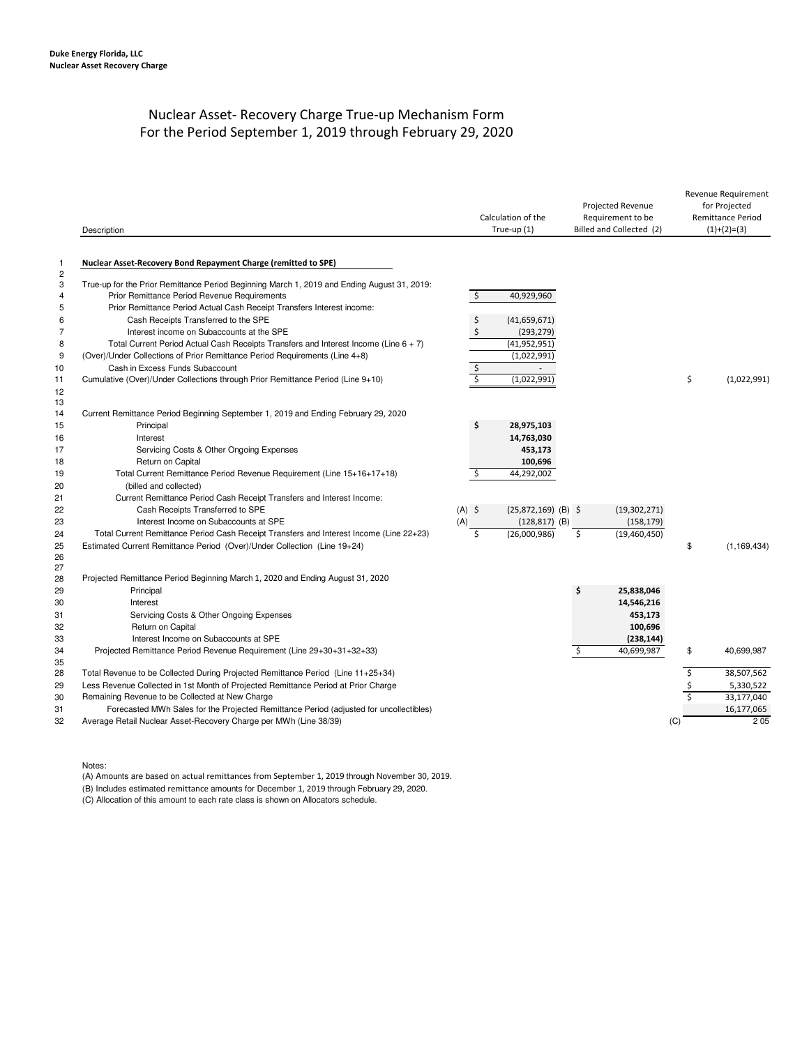**Duke Energy Florida, LLC**
**Nuclear Asset Recovery Charge**

# Nuclear Asset- Recovery Charge True-up Mechanism Form
## For the Period September 1, 2019 through February 29, 2020

| | Description | | Calculation of the True-up (1) | | Projected Revenue Requirement to be Billed and Collected (2) | | Revenue Requirement for Projected Remittance Period (1)+(2)=(3) |
|---|---|---|---|---|---|---|---|
| 1 | **Nuclear Asset-Recovery Bond Repayment Charge (remitted to SPE)** | | | | | | |
| 2 | | | | | | | |
| 3 | True-up for the Prior Remittance Period Beginning March 1, 2019 and Ending August 31, 2019: | | | | | | |
| 4 | Prior Remittance Period Revenue Requirements | | $ 40,929,960 | | | | |
| 5 | Prior Remittance Period Actual Cash Receipt Transfers Interest income: | | | | | | |
| 6 | Cash Receipts Transferred to the SPE | | $ (41,659,671) | | | | |
| 7 | Interest income on Subaccounts at the SPE | | $ (293,279) | | | | |
| 8 | Total Current Period Actual Cash Receipts Transfers and Interest Income (Line 6 + 7) | | (41,952,951) | | | | |
| 9 | (Over)/Under Collections of Prior Remittance Period Requirements (Line 4+8) | | (1,022,991) | | | | |
| 10 | Cash in Excess Funds Subaccount | | $ - | | | | |
| 11 | Cumulative (Over)/Under Collections through Prior Remittance Period (Line 9+10) | | $ (1,022,991) | | | | $ (1,022,991) |
| 12 | | | | | | | |
| 13 | | | | | | | |
| 14 | Current Remittance Period Beginning September 1, 2019 and Ending February 29, 2020 | | | | | | |
| 15 | Principal | | **$ 28,975,103** | | | | |
| 16 | Interest | | **14,763,030** | | | | |
| 17 | Servicing Costs & Other Ongoing Expenses | | **453,173** | | | | |
| 18 | Return on Capital | | **100,696** | | | | |
| 19 | Total Current Remittance Period Revenue Requirement (Line 15+16+17+18) | | $ 44,292,002 | | | | |
| 20 | (billed and collected) | | | | | | |
| 21 | Current Remittance Period Cash Receipt Transfers and Interest Income: | | | | | | |
| 22 | Cash Receipts Transferred to SPE | (A) | $ (25,872,169) | (B) | $ (19,302,271) | | |
| 23 | Interest Income on Subaccounts at SPE | (A) | (128,817) | (B) | (158,179) | | |
| 24 | Total Current Remittance Period Cash Receipt Transfers and Interest Income (Line 22+23) | | $ (26,000,986) | | $ (19,460,450) | | |
| 25 | Estimated Current Remittance Period (Over)/Under Collection (Line 19+24) | | | | | | $ (1,169,434) |
| 26 | | | | | | | |
| 27 | | | | | | | |
| 28 | Projected Remittance Period Beginning March 1, 2020 and Ending August 31, 2020 | | | | | | |
| 29 | Principal | | | | **$ 25,838,046** | | |
| 30 | Interest | | | | **14,546,216** | | |
| 31 | Servicing Costs & Other Ongoing Expenses | | | | **453,173** | | |
| 32 | Return on Capital | | | | **100,696** | | |
| 33 | Interest Income on Subaccounts at SPE | | | | **(238,144)** | | |
| 34 | Projected Remittance Period Revenue Requirement (Line 29+30+31+32+33) | | | | $ 40,699,987 | | $ 40,699,987 |
| 35 | | | | | | | |
| 28 | Total Revenue to be Collected During Projected Remittance Period (Line 11+25+34) | | | | | | $ 38,507,562 |
| 29 | Less Revenue Collected in 1st Month of Projected Remittance Period at Prior Charge | | | | | | $ 5,330,522 |
| 30 | Remaining Revenue to be Collected at New Charge | | | | | | $ 33,177,040 |
| 31 | Forecasted MWh Sales for the Projected Remittance Period (adjusted for uncollectibles) | | | | | | 16,177,065 |
| 32 | Average Retail Nuclear Asset-Recovery Charge per MWh (Line 38/39) | | | | | (C) | 2.05 |

Notes:

(A) Amounts are based on actual remittances from September 1, 2019 through November 30, 2019.

(B) Includes estimated remittance amounts for December 1, 2019 through February 29, 2020.

(C) Allocation of this amount to each rate class is shown on Allocators schedule.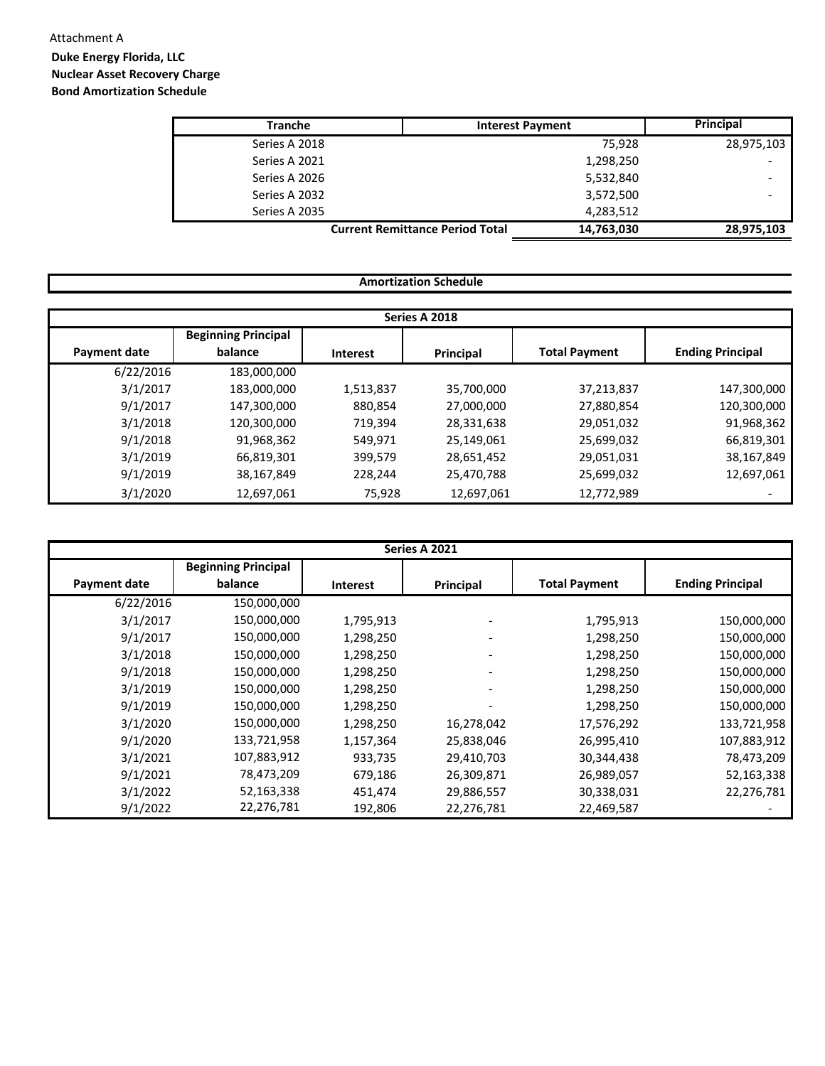Attachment A

**Duke Energy Florida, LLC**
**Nuclear Asset Recovery Charge**
**Bond Amortization Schedule**

| Tranche | Interest Payment | Principal |
|---|---|---|
| Series A 2018 | 75,928 | 28,975,103 |
| Series A 2021 | 1,298,250 | - |
| Series A 2026 | 5,532,840 | - |
| Series A 2032 | 3,572,500 | - |
| Series A 2035 | 4,283,512 | |
| **Current Remittance Period Total** | **14,763,030** | **28,975,103** |

**Amortization Schedule**

| Series A 2018 | | | | | |
|---|---|---|---|---|---|
| **Payment date** | **Beginning Principal balance** | **Interest** | **Principal** | **Total Payment** | **Ending Principal** |
| 6/22/2016 | 183,000,000 | | | | |
| 3/1/2017 | 183,000,000 | 1,513,837 | 35,700,000 | 37,213,837 | 147,300,000 |
| 9/1/2017 | 147,300,000 | 880,854 | 27,000,000 | 27,880,854 | 120,300,000 |
| 3/1/2018 | 120,300,000 | 719,394 | 28,331,638 | 29,051,032 | 91,968,362 |
| 9/1/2018 | 91,968,362 | 549,971 | 25,149,061 | 25,699,032 | 66,819,301 |
| 3/1/2019 | 66,819,301 | 399,579 | 28,651,452 | 29,051,031 | 38,167,849 |
| 9/1/2019 | 38,167,849 | 228,244 | 25,470,788 | 25,699,032 | 12,697,061 |
| 3/1/2020 | 12,697,061 | 75,928 | 12,697,061 | 12,772,989 | - |

| Series A 2021 | | | | | |
|---|---|---|---|---|---|
| **Payment date** | **Beginning Principal balance** | **Interest** | **Principal** | **Total Payment** | **Ending Principal** |
| 6/22/2016 | 150,000,000 | | | | |
| 3/1/2017 | 150,000,000 | 1,795,913 | - | 1,795,913 | 150,000,000 |
| 9/1/2017 | 150,000,000 | 1,298,250 | - | 1,298,250 | 150,000,000 |
| 3/1/2018 | 150,000,000 | 1,298,250 | - | 1,298,250 | 150,000,000 |
| 9/1/2018 | 150,000,000 | 1,298,250 | - | 1,298,250 | 150,000,000 |
| 3/1/2019 | 150,000,000 | 1,298,250 | - | 1,298,250 | 150,000,000 |
| 9/1/2019 | 150,000,000 | 1,298,250 | - | 1,298,250 | 150,000,000 |
| 3/1/2020 | 150,000,000 | 1,298,250 | 16,278,042 | 17,576,292 | 133,721,958 |
| 9/1/2020 | 133,721,958 | 1,157,364 | 25,838,046 | 26,995,410 | 107,883,912 |
| 3/1/2021 | 107,883,912 | 933,735 | 29,410,703 | 30,344,438 | 78,473,209 |
| 9/1/2021 | 78,473,209 | 679,186 | 26,309,871 | 26,989,057 | 52,163,338 |
| 3/1/2022 | 52,163,338 | 451,474 | 29,886,557 | 30,338,031 | 22,276,781 |
| 9/1/2022 | 22,276,781 | 192,806 | 22,276,781 | 22,469,587 | - |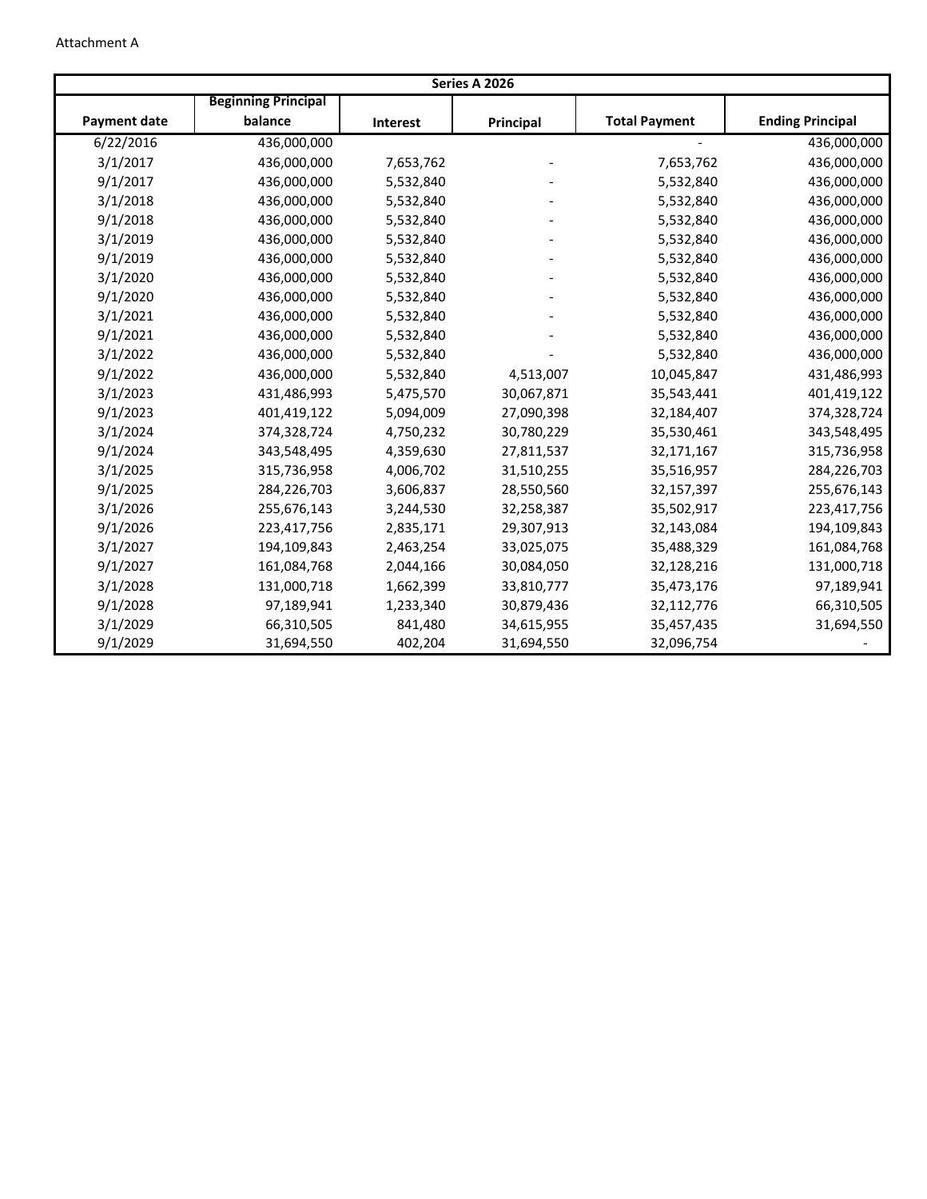Attachment A

| Series A 2026 | | | | | |
|---|---|---|---|---|---|
| Payment date | Beginning Principal balance | Interest | Principal | Total Payment | Ending Principal |
| 6/22/2016 | 436,000,000 | | | - | 436,000,000 |
| 3/1/2017 | 436,000,000 | 7,653,762 | - | 7,653,762 | 436,000,000 |
| 9/1/2017 | 436,000,000 | 5,532,840 | - | 5,532,840 | 436,000,000 |
| 3/1/2018 | 436,000,000 | 5,532,840 | - | 5,532,840 | 436,000,000 |
| 9/1/2018 | 436,000,000 | 5,532,840 | - | 5,532,840 | 436,000,000 |
| 3/1/2019 | 436,000,000 | 5,532,840 | - | 5,532,840 | 436,000,000 |
| 9/1/2019 | 436,000,000 | 5,532,840 | - | 5,532,840 | 436,000,000 |
| 3/1/2020 | 436,000,000 | 5,532,840 | - | 5,532,840 | 436,000,000 |
| 9/1/2020 | 436,000,000 | 5,532,840 | - | 5,532,840 | 436,000,000 |
| 3/1/2021 | 436,000,000 | 5,532,840 | - | 5,532,840 | 436,000,000 |
| 9/1/2021 | 436,000,000 | 5,532,840 | - | 5,532,840 | 436,000,000 |
| 3/1/2022 | 436,000,000 | 5,532,840 | - | 5,532,840 | 436,000,000 |
| 9/1/2022 | 436,000,000 | 5,532,840 | 4,513,007 | 10,045,847 | 431,486,993 |
| 3/1/2023 | 431,486,993 | 5,475,570 | 30,067,871 | 35,543,441 | 401,419,122 |
| 9/1/2023 | 401,419,122 | 5,094,009 | 27,090,398 | 32,184,407 | 374,328,724 |
| 3/1/2024 | 374,328,724 | 4,750,232 | 30,780,229 | 35,530,461 | 343,548,495 |
| 9/1/2024 | 343,548,495 | 4,359,630 | 27,811,537 | 32,171,167 | 315,736,958 |
| 3/1/2025 | 315,736,958 | 4,006,702 | 31,510,255 | 35,516,957 | 284,226,703 |
| 9/1/2025 | 284,226,703 | 3,606,837 | 28,550,560 | 32,157,397 | 255,676,143 |
| 3/1/2026 | 255,676,143 | 3,244,530 | 32,258,387 | 35,502,917 | 223,417,756 |
| 9/1/2026 | 223,417,756 | 2,835,171 | 29,307,913 | 32,143,084 | 194,109,843 |
| 3/1/2027 | 194,109,843 | 2,463,254 | 33,025,075 | 35,488,329 | 161,084,768 |
| 9/1/2027 | 161,084,768 | 2,044,166 | 30,084,050 | 32,128,216 | 131,000,718 |
| 3/1/2028 | 131,000,718 | 1,662,399 | 33,810,777 | 35,473,176 | 97,189,941 |
| 9/1/2028 | 97,189,941 | 1,233,340 | 30,879,436 | 32,112,776 | 66,310,505 |
| 3/1/2029 | 66,310,505 | 841,480 | 34,615,955 | 35,457,435 | 31,694,550 |
| 9/1/2029 | 31,694,550 | 402,204 | 31,694,550 | 32,096,754 | - |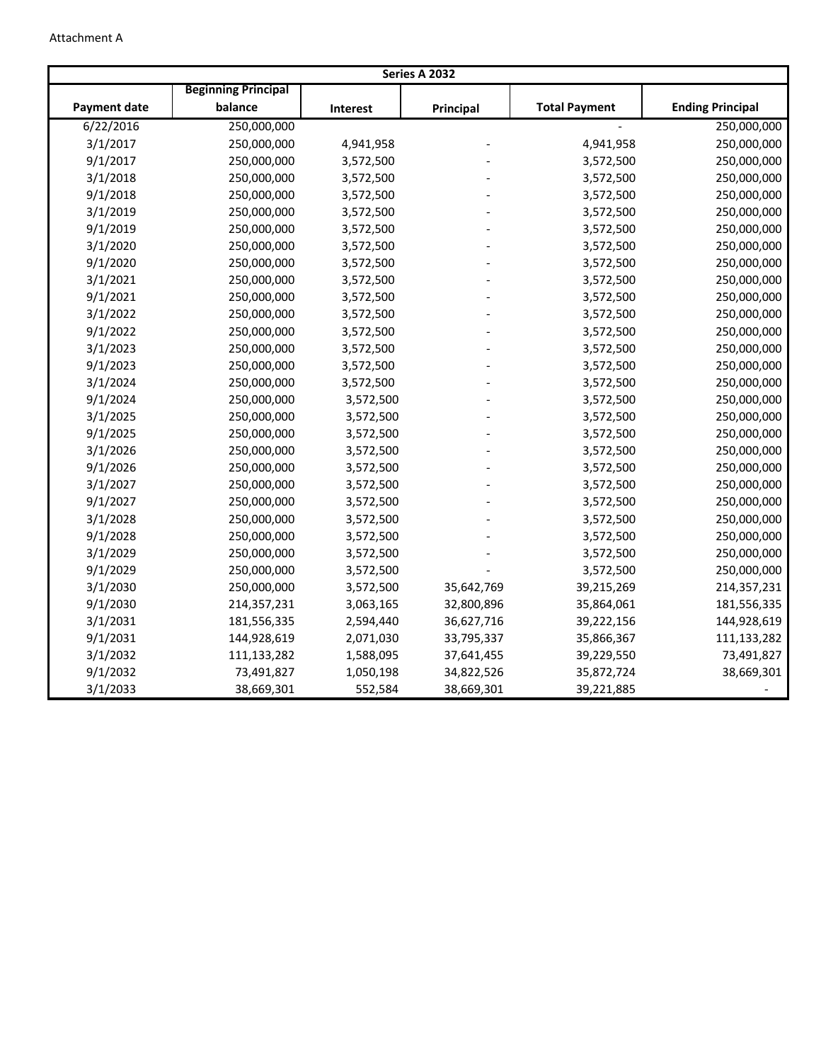Attachment A

| Series A 2032 | | | | | |
|---|---|---|---|---|---|
| Payment date | Beginning Principal balance | Interest | Principal | Total Payment | Ending Principal |
| 6/22/2016 | 250,000,000 | | | - | 250,000,000 |
| 3/1/2017 | 250,000,000 | 4,941,958 | - | 4,941,958 | 250,000,000 |
| 9/1/2017 | 250,000,000 | 3,572,500 | - | 3,572,500 | 250,000,000 |
| 3/1/2018 | 250,000,000 | 3,572,500 | - | 3,572,500 | 250,000,000 |
| 9/1/2018 | 250,000,000 | 3,572,500 | - | 3,572,500 | 250,000,000 |
| 3/1/2019 | 250,000,000 | 3,572,500 | - | 3,572,500 | 250,000,000 |
| 9/1/2019 | 250,000,000 | 3,572,500 | - | 3,572,500 | 250,000,000 |
| 3/1/2020 | 250,000,000 | 3,572,500 | - | 3,572,500 | 250,000,000 |
| 9/1/2020 | 250,000,000 | 3,572,500 | - | 3,572,500 | 250,000,000 |
| 3/1/2021 | 250,000,000 | 3,572,500 | - | 3,572,500 | 250,000,000 |
| 9/1/2021 | 250,000,000 | 3,572,500 | - | 3,572,500 | 250,000,000 |
| 3/1/2022 | 250,000,000 | 3,572,500 | - | 3,572,500 | 250,000,000 |
| 9/1/2022 | 250,000,000 | 3,572,500 | - | 3,572,500 | 250,000,000 |
| 3/1/2023 | 250,000,000 | 3,572,500 | - | 3,572,500 | 250,000,000 |
| 9/1/2023 | 250,000,000 | 3,572,500 | - | 3,572,500 | 250,000,000 |
| 3/1/2024 | 250,000,000 | 3,572,500 | - | 3,572,500 | 250,000,000 |
| 9/1/2024 | 250,000,000 | 3,572,500 | - | 3,572,500 | 250,000,000 |
| 3/1/2025 | 250,000,000 | 3,572,500 | - | 3,572,500 | 250,000,000 |
| 9/1/2025 | 250,000,000 | 3,572,500 | - | 3,572,500 | 250,000,000 |
| 3/1/2026 | 250,000,000 | 3,572,500 | - | 3,572,500 | 250,000,000 |
| 9/1/2026 | 250,000,000 | 3,572,500 | - | 3,572,500 | 250,000,000 |
| 3/1/2027 | 250,000,000 | 3,572,500 | - | 3,572,500 | 250,000,000 |
| 9/1/2027 | 250,000,000 | 3,572,500 | - | 3,572,500 | 250,000,000 |
| 3/1/2028 | 250,000,000 | 3,572,500 | - | 3,572,500 | 250,000,000 |
| 9/1/2028 | 250,000,000 | 3,572,500 | - | 3,572,500 | 250,000,000 |
| 3/1/2029 | 250,000,000 | 3,572,500 | - | 3,572,500 | 250,000,000 |
| 9/1/2029 | 250,000,000 | 3,572,500 | - | 3,572,500 | 250,000,000 |
| 3/1/2030 | 250,000,000 | 3,572,500 | 35,642,769 | 39,215,269 | 214,357,231 |
| 9/1/2030 | 214,357,231 | 3,063,165 | 32,800,896 | 35,864,061 | 181,556,335 |
| 3/1/2031 | 181,556,335 | 2,594,440 | 36,627,716 | 39,222,156 | 144,928,619 |
| 9/1/2031 | 144,928,619 | 2,071,030 | 33,795,337 | 35,866,367 | 111,133,282 |
| 3/1/2032 | 111,133,282 | 1,588,095 | 37,641,455 | 39,229,550 | 73,491,827 |
| 9/1/2032 | 73,491,827 | 1,050,198 | 34,822,526 | 35,872,724 | 38,669,301 |
| 3/1/2033 | 38,669,301 | 552,584 | 38,669,301 | 39,221,885 | - |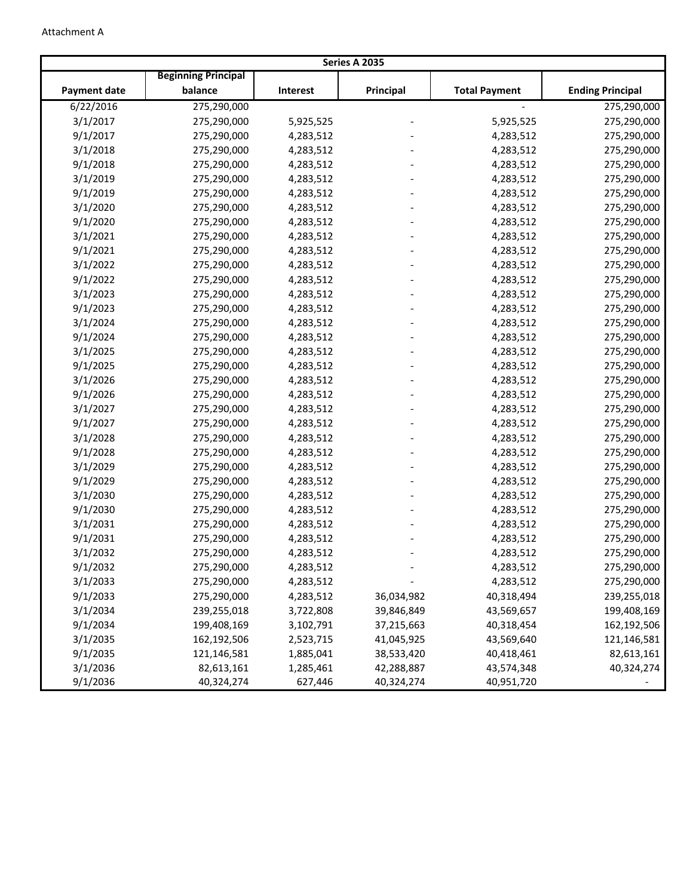Attachment A

| Series A 2035 | | | | | |
|---|---|---|---|---|---|
| Payment date | Beginning Principal balance | Interest | Principal | Total Payment | Ending Principal |
| 6/22/2016 | 275,290,000 | | | - | 275,290,000 |
| 3/1/2017 | 275,290,000 | 5,925,525 | - | 5,925,525 | 275,290,000 |
| 9/1/2017 | 275,290,000 | 4,283,512 | - | 4,283,512 | 275,290,000 |
| 3/1/2018 | 275,290,000 | 4,283,512 | - | 4,283,512 | 275,290,000 |
| 9/1/2018 | 275,290,000 | 4,283,512 | - | 4,283,512 | 275,290,000 |
| 3/1/2019 | 275,290,000 | 4,283,512 | - | 4,283,512 | 275,290,000 |
| 9/1/2019 | 275,290,000 | 4,283,512 | - | 4,283,512 | 275,290,000 |
| 3/1/2020 | 275,290,000 | 4,283,512 | - | 4,283,512 | 275,290,000 |
| 9/1/2020 | 275,290,000 | 4,283,512 | - | 4,283,512 | 275,290,000 |
| 3/1/2021 | 275,290,000 | 4,283,512 | - | 4,283,512 | 275,290,000 |
| 9/1/2021 | 275,290,000 | 4,283,512 | - | 4,283,512 | 275,290,000 |
| 3/1/2022 | 275,290,000 | 4,283,512 | - | 4,283,512 | 275,290,000 |
| 9/1/2022 | 275,290,000 | 4,283,512 | - | 4,283,512 | 275,290,000 |
| 3/1/2023 | 275,290,000 | 4,283,512 | - | 4,283,512 | 275,290,000 |
| 9/1/2023 | 275,290,000 | 4,283,512 | - | 4,283,512 | 275,290,000 |
| 3/1/2024 | 275,290,000 | 4,283,512 | - | 4,283,512 | 275,290,000 |
| 9/1/2024 | 275,290,000 | 4,283,512 | - | 4,283,512 | 275,290,000 |
| 3/1/2025 | 275,290,000 | 4,283,512 | - | 4,283,512 | 275,290,000 |
| 9/1/2025 | 275,290,000 | 4,283,512 | - | 4,283,512 | 275,290,000 |
| 3/1/2026 | 275,290,000 | 4,283,512 | - | 4,283,512 | 275,290,000 |
| 9/1/2026 | 275,290,000 | 4,283,512 | - | 4,283,512 | 275,290,000 |
| 3/1/2027 | 275,290,000 | 4,283,512 | - | 4,283,512 | 275,290,000 |
| 9/1/2027 | 275,290,000 | 4,283,512 | - | 4,283,512 | 275,290,000 |
| 3/1/2028 | 275,290,000 | 4,283,512 | - | 4,283,512 | 275,290,000 |
| 9/1/2028 | 275,290,000 | 4,283,512 | - | 4,283,512 | 275,290,000 |
| 3/1/2029 | 275,290,000 | 4,283,512 | - | 4,283,512 | 275,290,000 |
| 9/1/2029 | 275,290,000 | 4,283,512 | - | 4,283,512 | 275,290,000 |
| 3/1/2030 | 275,290,000 | 4,283,512 | - | 4,283,512 | 275,290,000 |
| 9/1/2030 | 275,290,000 | 4,283,512 | - | 4,283,512 | 275,290,000 |
| 3/1/2031 | 275,290,000 | 4,283,512 | - | 4,283,512 | 275,290,000 |
| 9/1/2031 | 275,290,000 | 4,283,512 | - | 4,283,512 | 275,290,000 |
| 3/1/2032 | 275,290,000 | 4,283,512 | - | 4,283,512 | 275,290,000 |
| 9/1/2032 | 275,290,000 | 4,283,512 | - | 4,283,512 | 275,290,000 |
| 3/1/2033 | 275,290,000 | 4,283,512 | - | 4,283,512 | 275,290,000 |
| 9/1/2033 | 275,290,000 | 4,283,512 | 36,034,982 | 40,318,494 | 239,255,018 |
| 3/1/2034 | 239,255,018 | 3,722,808 | 39,846,849 | 43,569,657 | 199,408,169 |
| 9/1/2034 | 199,408,169 | 3,102,791 | 37,215,663 | 40,318,454 | 162,192,506 |
| 3/1/2035 | 162,192,506 | 2,523,715 | 41,045,925 | 43,569,640 | 121,146,581 |
| 9/1/2035 | 121,146,581 | 1,885,041 | 38,533,420 | 40,418,461 | 82,613,161 |
| 3/1/2036 | 82,613,161 | 1,285,461 | 42,288,887 | 43,574,348 | 40,324,274 |
| 9/1/2036 | 40,324,274 | 627,446 | 40,324,274 | 40,951,720 | - |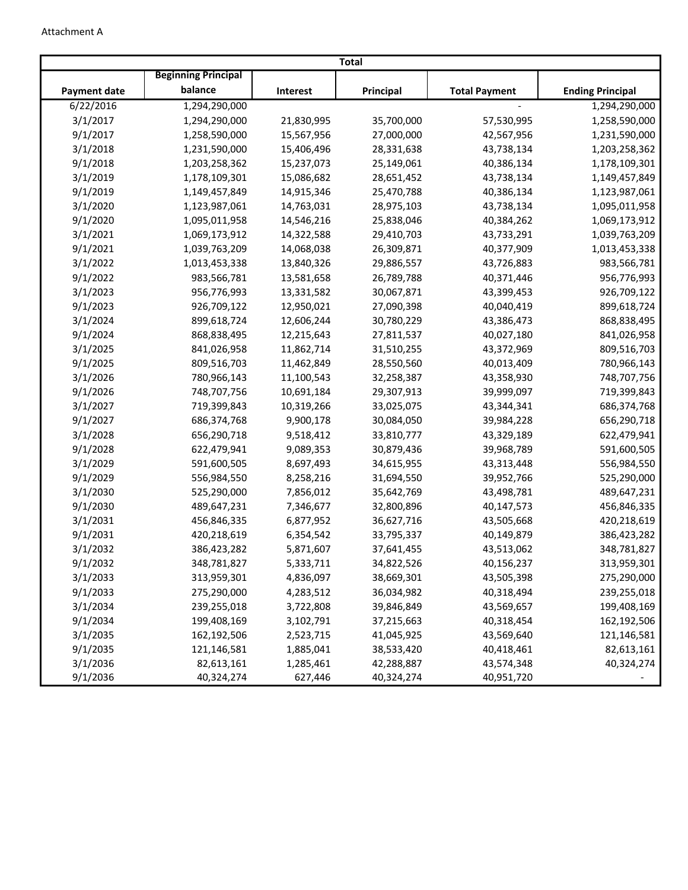Attachment A

| Total | | | | | |
|---|---|---|---|---|---|
| Payment date | Beginning Principal balance | Interest | Principal | Total Payment | Ending Principal |
| 6/22/2016 | 1,294,290,000 | | | - | 1,294,290,000 |
| 3/1/2017 | 1,294,290,000 | 21,830,995 | 35,700,000 | 57,530,995 | 1,258,590,000 |
| 9/1/2017 | 1,258,590,000 | 15,567,956 | 27,000,000 | 42,567,956 | 1,231,590,000 |
| 3/1/2018 | 1,231,590,000 | 15,406,496 | 28,331,638 | 43,738,134 | 1,203,258,362 |
| 9/1/2018 | 1,203,258,362 | 15,237,073 | 25,149,061 | 40,386,134 | 1,178,109,301 |
| 3/1/2019 | 1,178,109,301 | 15,086,682 | 28,651,452 | 43,738,134 | 1,149,457,849 |
| 9/1/2019 | 1,149,457,849 | 14,915,346 | 25,470,788 | 40,386,134 | 1,123,987,061 |
| 3/1/2020 | 1,123,987,061 | 14,763,031 | 28,975,103 | 43,738,134 | 1,095,011,958 |
| 9/1/2020 | 1,095,011,958 | 14,546,216 | 25,838,046 | 40,384,262 | 1,069,173,912 |
| 3/1/2021 | 1,069,173,912 | 14,322,588 | 29,410,703 | 43,733,291 | 1,039,763,209 |
| 9/1/2021 | 1,039,763,209 | 14,068,038 | 26,309,871 | 40,377,909 | 1,013,453,338 |
| 3/1/2022 | 1,013,453,338 | 13,840,326 | 29,886,557 | 43,726,883 | 983,566,781 |
| 9/1/2022 | 983,566,781 | 13,581,658 | 26,789,788 | 40,371,446 | 956,776,993 |
| 3/1/2023 | 956,776,993 | 13,331,582 | 30,067,871 | 43,399,453 | 926,709,122 |
| 9/1/2023 | 926,709,122 | 12,950,021 | 27,090,398 | 40,040,419 | 899,618,724 |
| 3/1/2024 | 899,618,724 | 12,606,244 | 30,780,229 | 43,386,473 | 868,838,495 |
| 9/1/2024 | 868,838,495 | 12,215,643 | 27,811,537 | 40,027,180 | 841,026,958 |
| 3/1/2025 | 841,026,958 | 11,862,714 | 31,510,255 | 43,372,969 | 809,516,703 |
| 9/1/2025 | 809,516,703 | 11,462,849 | 28,550,560 | 40,013,409 | 780,966,143 |
| 3/1/2026 | 780,966,143 | 11,100,543 | 32,258,387 | 43,358,930 | 748,707,756 |
| 9/1/2026 | 748,707,756 | 10,691,184 | 29,307,913 | 39,999,097 | 719,399,843 |
| 3/1/2027 | 719,399,843 | 10,319,266 | 33,025,075 | 43,344,341 | 686,374,768 |
| 9/1/2027 | 686,374,768 | 9,900,178 | 30,084,050 | 39,984,228 | 656,290,718 |
| 3/1/2028 | 656,290,718 | 9,518,412 | 33,810,777 | 43,329,189 | 622,479,941 |
| 9/1/2028 | 622,479,941 | 9,089,353 | 30,879,436 | 39,968,789 | 591,600,505 |
| 3/1/2029 | 591,600,505 | 8,697,493 | 34,615,955 | 43,313,448 | 556,984,550 |
| 9/1/2029 | 556,984,550 | 8,258,216 | 31,694,550 | 39,952,766 | 525,290,000 |
| 3/1/2030 | 525,290,000 | 7,856,012 | 35,642,769 | 43,498,781 | 489,647,231 |
| 9/1/2030 | 489,647,231 | 7,346,677 | 32,800,896 | 40,147,573 | 456,846,335 |
| 3/1/2031 | 456,846,335 | 6,877,952 | 36,627,716 | 43,505,668 | 420,218,619 |
| 9/1/2031 | 420,218,619 | 6,354,542 | 33,795,337 | 40,149,879 | 386,423,282 |
| 3/1/2032 | 386,423,282 | 5,871,607 | 37,641,455 | 43,513,062 | 348,781,827 |
| 9/1/2032 | 348,781,827 | 5,333,711 | 34,822,526 | 40,156,237 | 313,959,301 |
| 3/1/2033 | 313,959,301 | 4,836,097 | 38,669,301 | 43,505,398 | 275,290,000 |
| 9/1/2033 | 275,290,000 | 4,283,512 | 36,034,982 | 40,318,494 | 239,255,018 |
| 3/1/2034 | 239,255,018 | 3,722,808 | 39,846,849 | 43,569,657 | 199,408,169 |
| 9/1/2034 | 199,408,169 | 3,102,791 | 37,215,663 | 40,318,454 | 162,192,506 |
| 3/1/2035 | 162,192,506 | 2,523,715 | 41,045,925 | 43,569,640 | 121,146,581 |
| 9/1/2035 | 121,146,581 | 1,885,041 | 38,533,420 | 40,418,461 | 82,613,161 |
| 3/1/2036 | 82,613,161 | 1,285,461 | 42,288,887 | 43,574,348 | 40,324,274 |
| 9/1/2036 | 40,324,274 | 627,446 | 40,324,274 | 40,951,720 | - |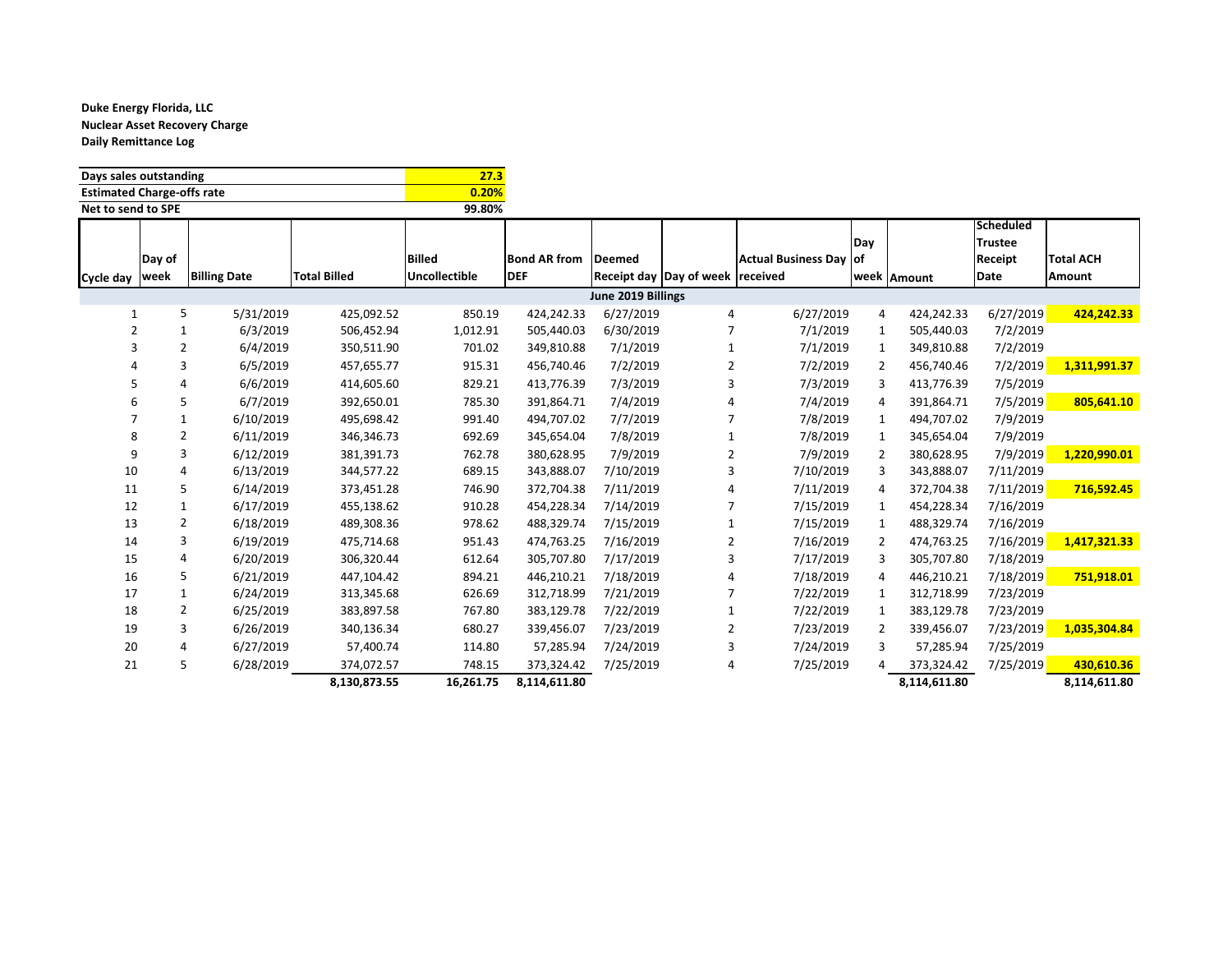**Duke Energy Florida, LLC**
**Nuclear Asset Recovery Charge**
**Daily Remittance Log**

| | |
|---|---|
| **Days sales outstanding** | **27.3** |
| **Estimated Charge-offs rate** | **0.20%** |
| **Net to send to SPE** | **99.80%** |

| Cycle day | Day of week | Billing Date | Total Billed | Billed Uncollectible | Bond AR from DEF | Deemed Receipt day | Day of week | Actual Business Day received | Day of week | Amount | Scheduled Trustee Receipt Date | Total ACH Amount |
|---|---|---|---|---|---|---|---|---|---|---|---|---|
| | | | | | | **June 2019 Billings** | | | | | | |
| 1 | 5 | 5/31/2019 | 425,092.52 | 850.19 | 424,242.33 | 6/27/2019 | 4 | 6/27/2019 | 4 | 424,242.33 | 6/27/2019 | **424,242.33** |
| 2 | 1 | 6/3/2019 | 506,452.94 | 1,012.91 | 505,440.03 | 6/30/2019 | 7 | 7/1/2019 | 1 | 505,440.03 | 7/2/2019 | |
| 3 | 2 | 6/4/2019 | 350,511.90 | 701.02 | 349,810.88 | 7/1/2019 | 1 | 7/1/2019 | 1 | 349,810.88 | 7/2/2019 | |
| 4 | 3 | 6/5/2019 | 457,655.77 | 915.31 | 456,740.46 | 7/2/2019 | 2 | 7/2/2019 | 2 | 456,740.46 | 7/2/2019 | **1,311,991.37** |
| 5 | 4 | 6/6/2019 | 414,605.60 | 829.21 | 413,776.39 | 7/3/2019 | 3 | 7/3/2019 | 3 | 413,776.39 | 7/5/2019 | |
| 6 | 5 | 6/7/2019 | 392,650.01 | 785.30 | 391,864.71 | 7/4/2019 | 4 | 7/4/2019 | 4 | 391,864.71 | 7/5/2019 | **805,641.10** |
| 7 | 1 | 6/10/2019 | 495,698.42 | 991.40 | 494,707.02 | 7/7/2019 | 7 | 7/8/2019 | 1 | 494,707.02 | 7/9/2019 | |
| 8 | 2 | 6/11/2019 | 346,346.73 | 692.69 | 345,654.04 | 7/8/2019 | 1 | 7/8/2019 | 1 | 345,654.04 | 7/9/2019 | |
| 9 | 3 | 6/12/2019 | 381,391.73 | 762.78 | 380,628.95 | 7/9/2019 | 2 | 7/9/2019 | 2 | 380,628.95 | 7/9/2019 | **1,220,990.01** |
| 10 | 4 | 6/13/2019 | 344,577.22 | 689.15 | 343,888.07 | 7/10/2019 | 3 | 7/10/2019 | 3 | 343,888.07 | 7/11/2019 | |
| 11 | 5 | 6/14/2019 | 373,451.28 | 746.90 | 372,704.38 | 7/11/2019 | 4 | 7/11/2019 | 4 | 372,704.38 | 7/11/2019 | **716,592.45** |
| 12 | 1 | 6/17/2019 | 455,138.62 | 910.28 | 454,228.34 | 7/14/2019 | 7 | 7/15/2019 | 1 | 454,228.34 | 7/16/2019 | |
| 13 | 2 | 6/18/2019 | 489,308.36 | 978.62 | 488,329.74 | 7/15/2019 | 1 | 7/15/2019 | 1 | 488,329.74 | 7/16/2019 | |
| 14 | 3 | 6/19/2019 | 475,714.68 | 951.43 | 474,763.25 | 7/16/2019 | 2 | 7/16/2019 | 2 | 474,763.25 | 7/16/2019 | **1,417,321.33** |
| 15 | 4 | 6/20/2019 | 306,320.44 | 612.64 | 305,707.80 | 7/17/2019 | 3 | 7/17/2019 | 3 | 305,707.80 | 7/18/2019 | |
| 16 | 5 | 6/21/2019 | 447,104.42 | 894.21 | 446,210.21 | 7/18/2019 | 4 | 7/18/2019 | 4 | 446,210.21 | 7/18/2019 | **751,918.01** |
| 17 | 1 | 6/24/2019 | 313,345.68 | 626.69 | 312,718.99 | 7/21/2019 | 7 | 7/22/2019 | 1 | 312,718.99 | 7/23/2019 | |
| 18 | 2 | 6/25/2019 | 383,897.58 | 767.80 | 383,129.78 | 7/22/2019 | 1 | 7/22/2019 | 1 | 383,129.78 | 7/23/2019 | |
| 19 | 3 | 6/26/2019 | 340,136.34 | 680.27 | 339,456.07 | 7/23/2019 | 2 | 7/23/2019 | 2 | 339,456.07 | 7/23/2019 | **1,035,304.84** |
| 20 | 4 | 6/27/2019 | 57,400.74 | 114.80 | 57,285.94 | 7/24/2019 | 3 | 7/24/2019 | 3 | 57,285.94 | 7/25/2019 | |
| 21 | 5 | 6/28/2019 | 374,072.57 | 748.15 | 373,324.42 | 7/25/2019 | 4 | 7/25/2019 | 4 | 373,324.42 | 7/25/2019 | **430,610.36** |
| | | | **8,130,873.55** | **16,261.75** | **8,114,611.80** | | | | | **8,114,611.80** | | **8,114,611.80** |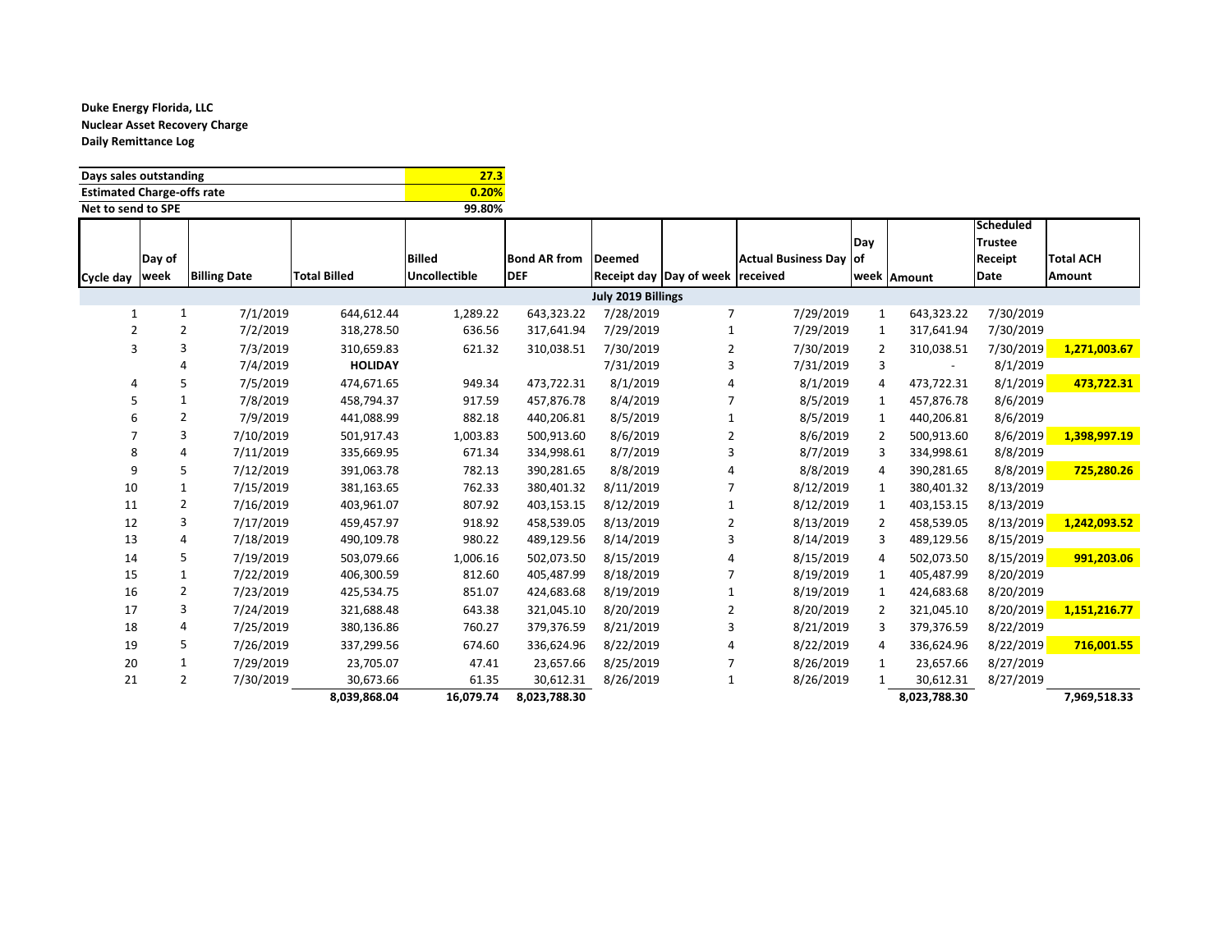**Duke Energy Florida, LLC**
**Nuclear Asset Recovery Charge**
**Daily Remittance Log**

| | |
|---|---|
| **Days sales outstanding** | **27.3** |
| **Estimated Charge-offs rate** | **0.20%** |
| **Net to send to SPE** | **99.80%** |

| Cycle day | Day of week | Billing Date | Total Billed | Billed Uncollectible | Bond AR from DEF | Deemed Receipt day | Day of week | Actual Business Day received | Day of week | Amount | Scheduled Trustee Receipt Date | Total ACH Amount |
|---|---|---|---|---|---|---|---|---|---|---|---|---|
| | | | | | | **July 2019 Billings** | | | | | | |
| 1 | 1 | 7/1/2019 | 644,612.44 | 1,289.22 | 643,323.22 | 7/28/2019 | 7 | 7/29/2019 | 1 | 643,323.22 | 7/30/2019 | |
| 2 | 2 | 7/2/2019 | 318,278.50 | 636.56 | 317,641.94 | 7/29/2019 | 1 | 7/29/2019 | 1 | 317,641.94 | 7/30/2019 | |
| 3 | 3 | 7/3/2019 | 310,659.83 | 621.32 | 310,038.51 | 7/30/2019 | 2 | 7/30/2019 | 2 | 310,038.51 | 7/30/2019 | **1,271,003.67** |
| | 4 | 7/4/2019 | **HOLIDAY** | | | 7/31/2019 | 3 | 7/31/2019 | 3 | - | 8/1/2019 | |
| 4 | 5 | 7/5/2019 | 474,671.65 | 949.34 | 473,722.31 | 8/1/2019 | 4 | 8/1/2019 | 4 | 473,722.31 | 8/1/2019 | **473,722.31** |
| 5 | 1 | 7/8/2019 | 458,794.37 | 917.59 | 457,876.78 | 8/4/2019 | 7 | 8/5/2019 | 1 | 457,876.78 | 8/6/2019 | |
| 6 | 2 | 7/9/2019 | 441,088.99 | 882.18 | 440,206.81 | 8/5/2019 | 1 | 8/5/2019 | 1 | 440,206.81 | 8/6/2019 | |
| 7 | 3 | 7/10/2019 | 501,917.43 | 1,003.83 | 500,913.60 | 8/6/2019 | 2 | 8/6/2019 | 2 | 500,913.60 | 8/6/2019 | **1,398,997.19** |
| 8 | 4 | 7/11/2019 | 335,669.95 | 671.34 | 334,998.61 | 8/7/2019 | 3 | 8/7/2019 | 3 | 334,998.61 | 8/8/2019 | |
| 9 | 5 | 7/12/2019 | 391,063.78 | 782.13 | 390,281.65 | 8/8/2019 | 4 | 8/8/2019 | 4 | 390,281.65 | 8/8/2019 | **725,280.26** |
| 10 | 1 | 7/15/2019 | 381,163.65 | 762.33 | 380,401.32 | 8/11/2019 | 7 | 8/12/2019 | 1 | 380,401.32 | 8/13/2019 | |
| 11 | 2 | 7/16/2019 | 403,961.07 | 807.92 | 403,153.15 | 8/12/2019 | 1 | 8/12/2019 | 1 | 403,153.15 | 8/13/2019 | |
| 12 | 3 | 7/17/2019 | 459,457.97 | 918.92 | 458,539.05 | 8/13/2019 | 2 | 8/13/2019 | 2 | 458,539.05 | 8/13/2019 | **1,242,093.52** |
| 13 | 4 | 7/18/2019 | 490,109.78 | 980.22 | 489,129.56 | 8/14/2019 | 3 | 8/14/2019 | 3 | 489,129.56 | 8/15/2019 | |
| 14 | 5 | 7/19/2019 | 503,079.66 | 1,006.16 | 502,073.50 | 8/15/2019 | 4 | 8/15/2019 | 4 | 502,073.50 | 8/15/2019 | **991,203.06** |
| 15 | 1 | 7/22/2019 | 406,300.59 | 812.60 | 405,487.99 | 8/18/2019 | 7 | 8/19/2019 | 1 | 405,487.99 | 8/20/2019 | |
| 16 | 2 | 7/23/2019 | 425,534.75 | 851.07 | 424,683.68 | 8/19/2019 | 1 | 8/19/2019 | 1 | 424,683.68 | 8/20/2019 | |
| 17 | 3 | 7/24/2019 | 321,688.48 | 643.38 | 321,045.10 | 8/20/2019 | 2 | 8/20/2019 | 2 | 321,045.10 | 8/20/2019 | **1,151,216.77** |
| 18 | 4 | 7/25/2019 | 380,136.86 | 760.27 | 379,376.59 | 8/21/2019 | 3 | 8/21/2019 | 3 | 379,376.59 | 8/22/2019 | |
| 19 | 5 | 7/26/2019 | 337,299.56 | 674.60 | 336,624.96 | 8/22/2019 | 4 | 8/22/2019 | 4 | 336,624.96 | 8/22/2019 | **716,001.55** |
| 20 | 1 | 7/29/2019 | 23,705.07 | 47.41 | 23,657.66 | 8/25/2019 | 7 | 8/26/2019 | 1 | 23,657.66 | 8/27/2019 | |
| 21 | 2 | 7/30/2019 | 30,673.66 | 61.35 | 30,612.31 | 8/26/2019 | 1 | 8/26/2019 | 1 | 30,612.31 | 8/27/2019 | |
| | | | **8,039,868.04** | **16,079.74** | **8,023,788.30** | | | | | **8,023,788.30** | | **7,969,518.33** |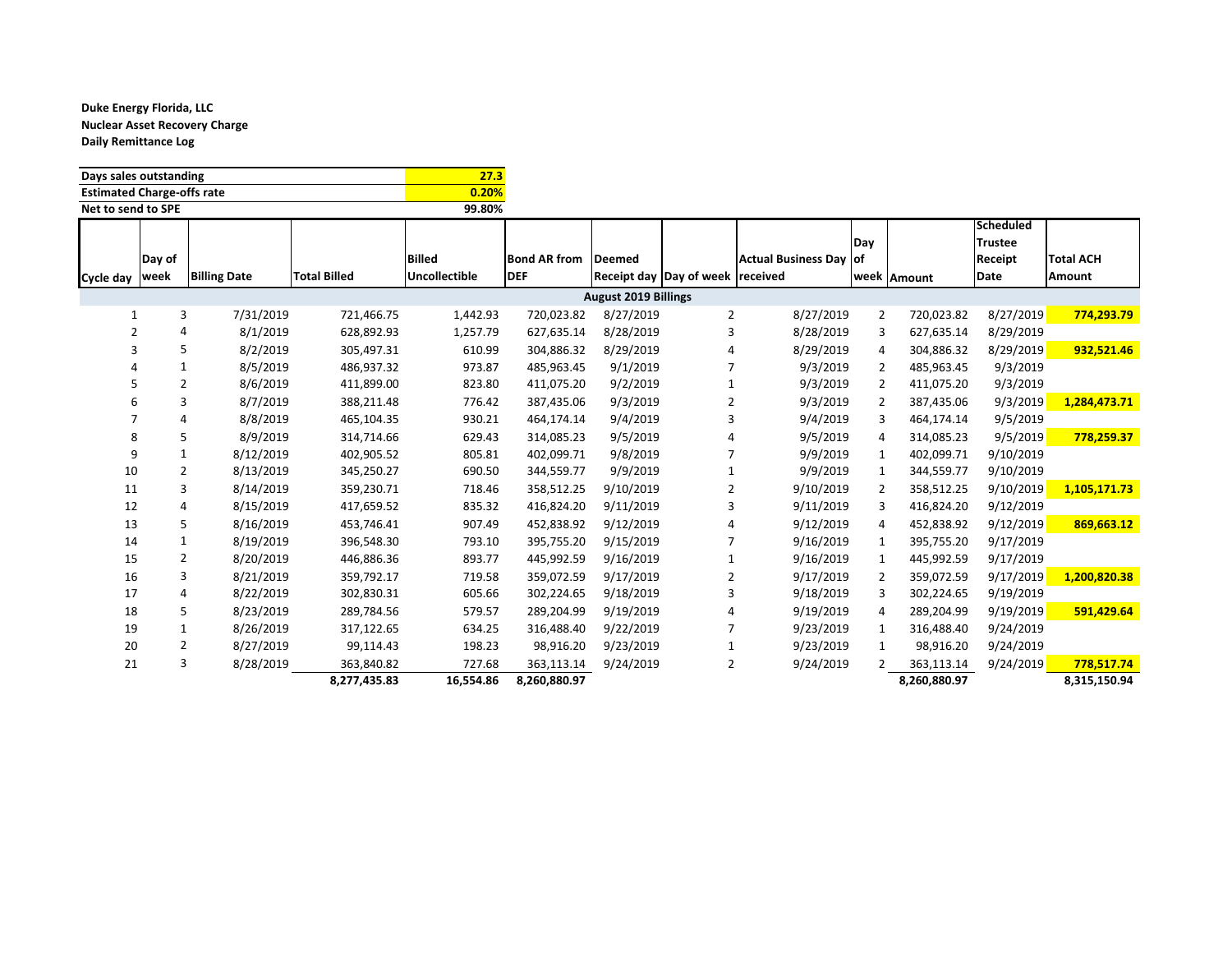**Duke Energy Florida, LLC**
**Nuclear Asset Recovery Charge**
**Daily Remittance Log**

| | |
|---|---|
| **Days sales outstanding** | **27.3** |
| **Estimated Charge-offs rate** | **0.20%** |
| **Net to send to SPE** | **99.80%** |

| Cycle day | Day of week | Billing Date | Total Billed | Billed Uncollectible | Bond AR from DEF | Deemed Receipt day | Day of week | Actual Business Day received | Day of week | Amount | Scheduled Trustee Receipt Date | Total ACH Amount |
|---|---|---|---|---|---|---|---|---|---|---|---|---|
| | | | | | | **August 2019 Billings** | | | | | | |
| 1 | 3 | 7/31/2019 | 721,466.75 | 1,442.93 | 720,023.82 | 8/27/2019 | 2 | 8/27/2019 | 2 | 720,023.82 | 8/27/2019 | **774,293.79** |
| 2 | 4 | 8/1/2019 | 628,892.93 | 1,257.79 | 627,635.14 | 8/28/2019 | 3 | 8/28/2019 | 3 | 627,635.14 | 8/29/2019 | |
| 3 | 5 | 8/2/2019 | 305,497.31 | 610.99 | 304,886.32 | 8/29/2019 | 4 | 8/29/2019 | 4 | 304,886.32 | 8/29/2019 | **932,521.46** |
| 4 | 1 | 8/5/2019 | 486,937.32 | 973.87 | 485,963.45 | 9/1/2019 | 7 | 9/3/2019 | 2 | 485,963.45 | 9/3/2019 | |
| 5 | 2 | 8/6/2019 | 411,899.00 | 823.80 | 411,075.20 | 9/2/2019 | 1 | 9/3/2019 | 2 | 411,075.20 | 9/3/2019 | |
| 6 | 3 | 8/7/2019 | 388,211.48 | 776.42 | 387,435.06 | 9/3/2019 | 2 | 9/3/2019 | 2 | 387,435.06 | 9/3/2019 | **1,284,473.71** |
| 7 | 4 | 8/8/2019 | 465,104.35 | 930.21 | 464,174.14 | 9/4/2019 | 3 | 9/4/2019 | 3 | 464,174.14 | 9/5/2019 | |
| 8 | 5 | 8/9/2019 | 314,714.66 | 629.43 | 314,085.23 | 9/5/2019 | 4 | 9/5/2019 | 4 | 314,085.23 | 9/5/2019 | **778,259.37** |
| 9 | 1 | 8/12/2019 | 402,905.52 | 805.81 | 402,099.71 | 9/8/2019 | 7 | 9/9/2019 | 1 | 402,099.71 | 9/10/2019 | |
| 10 | 2 | 8/13/2019 | 345,250.27 | 690.50 | 344,559.77 | 9/9/2019 | 1 | 9/9/2019 | 1 | 344,559.77 | 9/10/2019 | |
| 11 | 3 | 8/14/2019 | 359,230.71 | 718.46 | 358,512.25 | 9/10/2019 | 2 | 9/10/2019 | 2 | 358,512.25 | 9/10/2019 | **1,105,171.73** |
| 12 | 4 | 8/15/2019 | 417,659.52 | 835.32 | 416,824.20 | 9/11/2019 | 3 | 9/11/2019 | 3 | 416,824.20 | 9/12/2019 | |
| 13 | 5 | 8/16/2019 | 453,746.41 | 907.49 | 452,838.92 | 9/12/2019 | 4 | 9/12/2019 | 4 | 452,838.92 | 9/12/2019 | **869,663.12** |
| 14 | 1 | 8/19/2019 | 396,548.30 | 793.10 | 395,755.20 | 9/15/2019 | 7 | 9/16/2019 | 1 | 395,755.20 | 9/17/2019 | |
| 15 | 2 | 8/20/2019 | 446,886.36 | 893.77 | 445,992.59 | 9/16/2019 | 1 | 9/16/2019 | 1 | 445,992.59 | 9/17/2019 | |
| 16 | 3 | 8/21/2019 | 359,792.17 | 719.58 | 359,072.59 | 9/17/2019 | 2 | 9/17/2019 | 2 | 359,072.59 | 9/17/2019 | **1,200,820.38** |
| 17 | 4 | 8/22/2019 | 302,830.31 | 605.66 | 302,224.65 | 9/18/2019 | 3 | 9/18/2019 | 3 | 302,224.65 | 9/19/2019 | |
| 18 | 5 | 8/23/2019 | 289,784.56 | 579.57 | 289,204.99 | 9/19/2019 | 4 | 9/19/2019 | 4 | 289,204.99 | 9/19/2019 | **591,429.64** |
| 19 | 1 | 8/26/2019 | 317,122.65 | 634.25 | 316,488.40 | 9/22/2019 | 7 | 9/23/2019 | 1 | 316,488.40 | 9/24/2019 | |
| 20 | 2 | 8/27/2019 | 99,114.43 | 198.23 | 98,916.20 | 9/23/2019 | 1 | 9/23/2019 | 1 | 98,916.20 | 9/24/2019 | |
| 21 | 3 | 8/28/2019 | 363,840.82 | 727.68 | 363,113.14 | 9/24/2019 | 2 | 9/24/2019 | 2 | 363,113.14 | 9/24/2019 | **778,517.74** |
| | | | **8,277,435.83** | **16,554.86** | **8,260,880.97** | | | | | **8,260,880.97** | | **8,315,150.94** |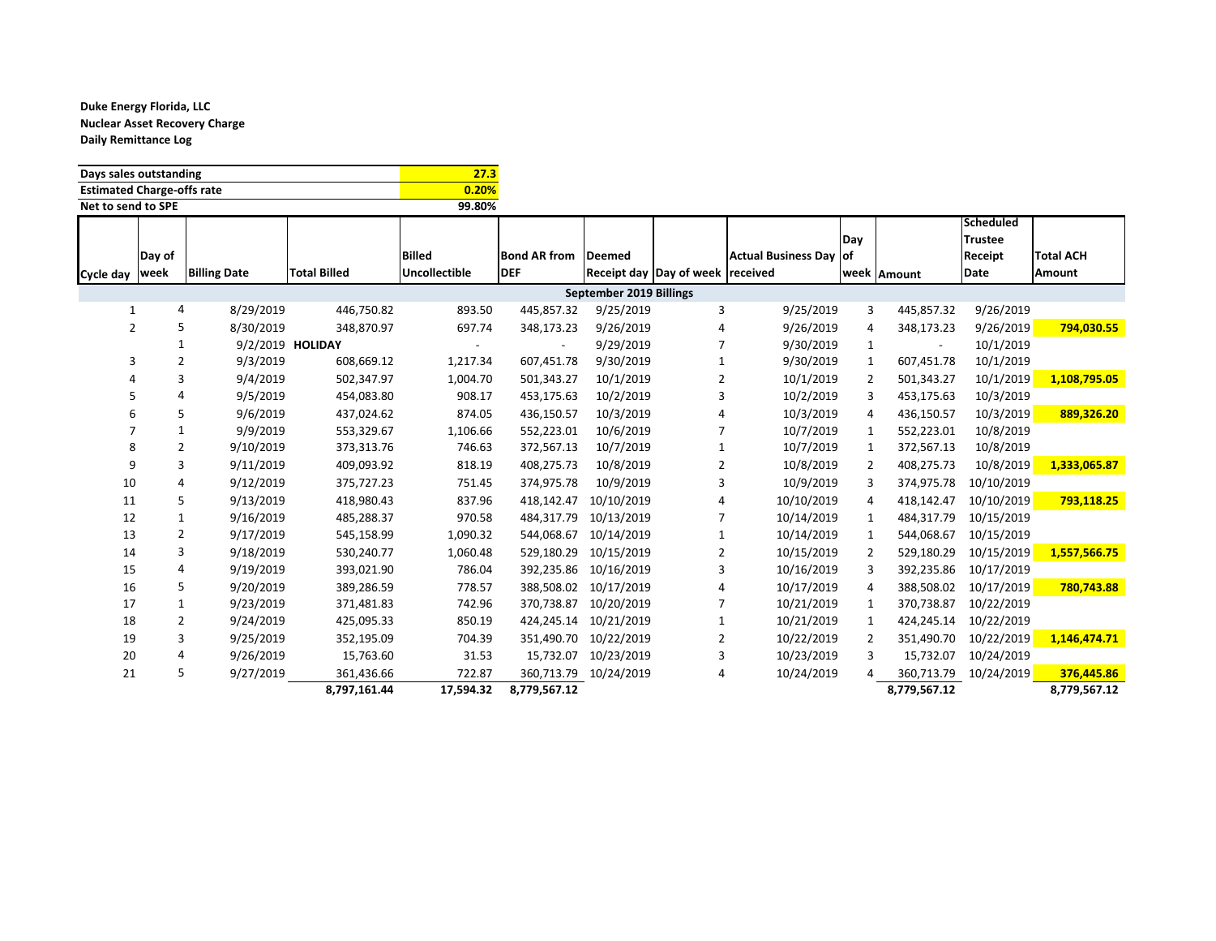**Duke Energy Florida, LLC**
**Nuclear Asset Recovery Charge**
**Daily Remittance Log**

| | |
|---|---|
| **Days sales outstanding** | **27.3** |
| **Estimated Charge-offs rate** | **0.20%** |
| **Net to send to SPE** | **99.80%** |

| Cycle day | Day of week | Billing Date | Total Billed | Billed Uncollectible | Bond AR from DEF | Deemed Receipt day | Day of week | Actual Business Day received | Day of week | Amount | Scheduled Trustee Receipt Date | Total ACH Amount |
|---|---|---|---|---|---|---|---|---|---|---|---|---|
| | | | | | | **September 2019 Billings** | | | | | | |
| 1 | 4 | 8/29/2019 | 446,750.82 | 893.50 | 445,857.32 | 9/25/2019 | 3 | 9/25/2019 | 3 | 445,857.32 | 9/26/2019 | |
| 2 | 5 | 8/30/2019 | 348,870.97 | 697.74 | 348,173.23 | 9/26/2019 | 4 | 9/26/2019 | 4 | 348,173.23 | 9/26/2019 | **794,030.55** |
| | 1 | 9/2/2019 | **HOLIDAY** | - | - | 9/29/2019 | 7 | 9/30/2019 | 1 | - | 10/1/2019 | |
| 3 | 2 | 9/3/2019 | 608,669.12 | 1,217.34 | 607,451.78 | 9/30/2019 | 1 | 9/30/2019 | 1 | 607,451.78 | 10/1/2019 | |
| 4 | 3 | 9/4/2019 | 502,347.97 | 1,004.70 | 501,343.27 | 10/1/2019 | 2 | 10/1/2019 | 2 | 501,343.27 | 10/1/2019 | **1,108,795.05** |
| 5 | 4 | 9/5/2019 | 454,083.80 | 908.17 | 453,175.63 | 10/2/2019 | 3 | 10/2/2019 | 3 | 453,175.63 | 10/3/2019 | |
| 6 | 5 | 9/6/2019 | 437,024.62 | 874.05 | 436,150.57 | 10/3/2019 | 4 | 10/3/2019 | 4 | 436,150.57 | 10/3/2019 | **889,326.20** |
| 7 | 1 | 9/9/2019 | 553,329.67 | 1,106.66 | 552,223.01 | 10/6/2019 | 7 | 10/7/2019 | 1 | 552,223.01 | 10/8/2019 | |
| 8 | 2 | 9/10/2019 | 373,313.76 | 746.63 | 372,567.13 | 10/7/2019 | 1 | 10/7/2019 | 1 | 372,567.13 | 10/8/2019 | |
| 9 | 3 | 9/11/2019 | 409,093.92 | 818.19 | 408,275.73 | 10/8/2019 | 2 | 10/8/2019 | 2 | 408,275.73 | 10/8/2019 | **1,333,065.87** |
| 10 | 4 | 9/12/2019 | 375,727.23 | 751.45 | 374,975.78 | 10/9/2019 | 3 | 10/9/2019 | 3 | 374,975.78 | 10/10/2019 | |
| 11 | 5 | 9/13/2019 | 418,980.43 | 837.96 | 418,142.47 | 10/10/2019 | 4 | 10/10/2019 | 4 | 418,142.47 | 10/10/2019 | **793,118.25** |
| 12 | 1 | 9/16/2019 | 485,288.37 | 970.58 | 484,317.79 | 10/13/2019 | 7 | 10/14/2019 | 1 | 484,317.79 | 10/15/2019 | |
| 13 | 2 | 9/17/2019 | 545,158.99 | 1,090.32 | 544,068.67 | 10/14/2019 | 1 | 10/14/2019 | 1 | 544,068.67 | 10/15/2019 | |
| 14 | 3 | 9/18/2019 | 530,240.77 | 1,060.48 | 529,180.29 | 10/15/2019 | 2 | 10/15/2019 | 2 | 529,180.29 | 10/15/2019 | **1,557,566.75** |
| 15 | 4 | 9/19/2019 | 393,021.90 | 786.04 | 392,235.86 | 10/16/2019 | 3 | 10/16/2019 | 3 | 392,235.86 | 10/17/2019 | |
| 16 | 5 | 9/20/2019 | 389,286.59 | 778.57 | 388,508.02 | 10/17/2019 | 4 | 10/17/2019 | 4 | 388,508.02 | 10/17/2019 | **780,743.88** |
| 17 | 1 | 9/23/2019 | 371,481.83 | 742.96 | 370,738.87 | 10/20/2019 | 7 | 10/21/2019 | 1 | 370,738.87 | 10/22/2019 | |
| 18 | 2 | 9/24/2019 | 425,095.33 | 850.19 | 424,245.14 | 10/21/2019 | 1 | 10/21/2019 | 1 | 424,245.14 | 10/22/2019 | |
| 19 | 3 | 9/25/2019 | 352,195.09 | 704.39 | 351,490.70 | 10/22/2019 | 2 | 10/22/2019 | 2 | 351,490.70 | 10/22/2019 | **1,146,474.71** |
| 20 | 4 | 9/26/2019 | 15,763.60 | 31.53 | 15,732.07 | 10/23/2019 | 3 | 10/23/2019 | 3 | 15,732.07 | 10/24/2019 | |
| 21 | 5 | 9/27/2019 | 361,436.66 | 722.87 | 360,713.79 | 10/24/2019 | 4 | 10/24/2019 | 4 | 360,713.79 | 10/24/2019 | **376,445.86** |
| | | | **8,797,161.44** | **17,594.32** | **8,779,567.12** | | | | | **8,779,567.12** | | **8,779,567.12** |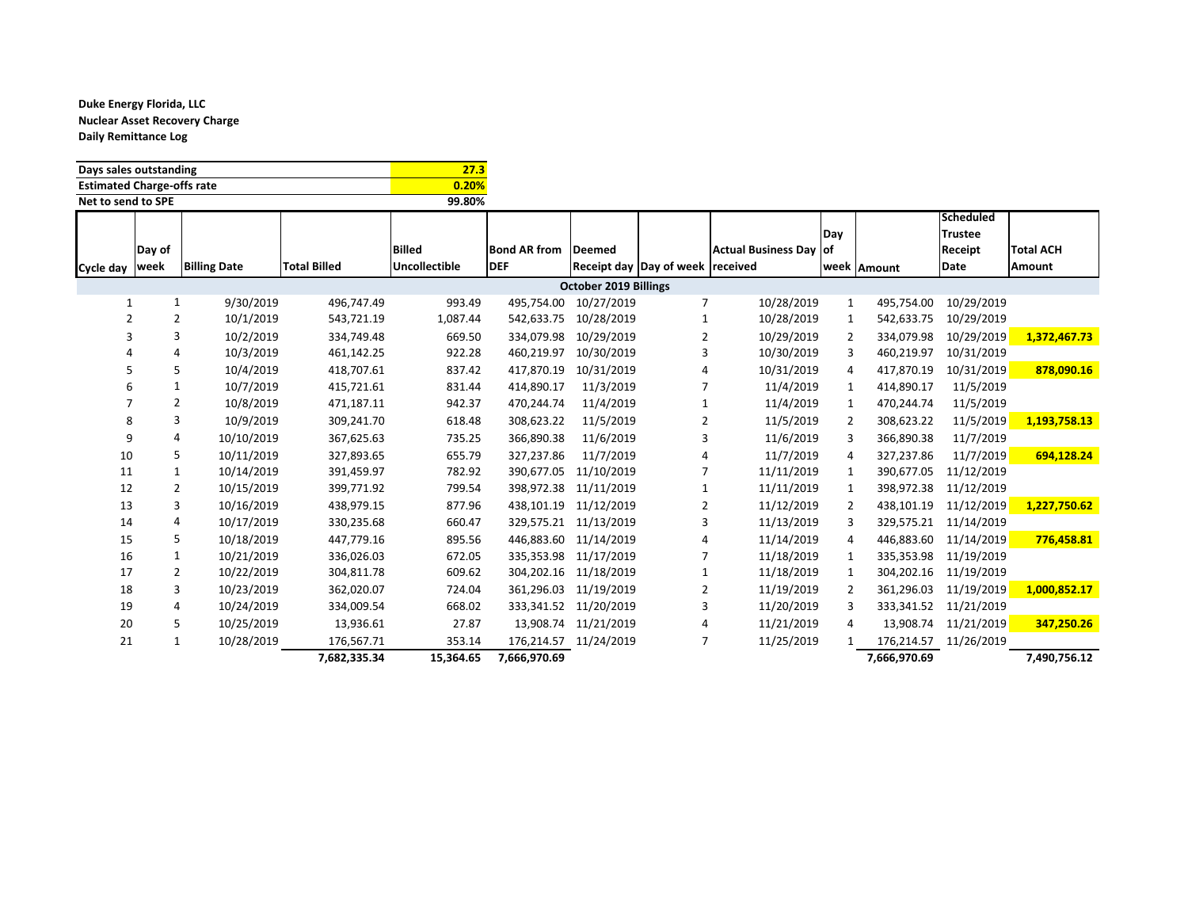**Duke Energy Florida, LLC**
**Nuclear Asset Recovery Charge**
**Daily Remittance Log**

| | |
|---|---|
| **Days sales outstanding** | **27.3** |
| **Estimated Charge-offs rate** | **0.20%** |
| **Net to send to SPE** | **99.80%** |

| Cycle day | Day of week | Billing Date | Total Billed | Billed Uncollectible | Bond AR from DEF | Deemed Receipt day | Day of week | Actual Business Day received | Day of week | Amount | Scheduled Trustee Receipt Date | Total ACH Amount |
|---|---|---|---|---|---|---|---|---|---|---|---|---|
| | | | | | | **October 2019 Billings** | | | | | | |
| 1 | 1 | 9/30/2019 | 496,747.49 | 993.49 | 495,754.00 | 10/27/2019 | 7 | 10/28/2019 | 1 | 495,754.00 | 10/29/2019 | |
| 2 | 2 | 10/1/2019 | 543,721.19 | 1,087.44 | 542,633.75 | 10/28/2019 | 1 | 10/28/2019 | 1 | 542,633.75 | 10/29/2019 | |
| 3 | 3 | 10/2/2019 | 334,749.48 | 669.50 | 334,079.98 | 10/29/2019 | 2 | 10/29/2019 | 2 | 334,079.98 | 10/29/2019 | **1,372,467.73** |
| 4 | 4 | 10/3/2019 | 461,142.25 | 922.28 | 460,219.97 | 10/30/2019 | 3 | 10/30/2019 | 3 | 460,219.97 | 10/31/2019 | |
| 5 | 5 | 10/4/2019 | 418,707.61 | 837.42 | 417,870.19 | 10/31/2019 | 4 | 10/31/2019 | 4 | 417,870.19 | 10/31/2019 | **878,090.16** |
| 6 | 1 | 10/7/2019 | 415,721.61 | 831.44 | 414,890.17 | 11/3/2019 | 7 | 11/4/2019 | 1 | 414,890.17 | 11/5/2019 | |
| 7 | 2 | 10/8/2019 | 471,187.11 | 942.37 | 470,244.74 | 11/4/2019 | 1 | 11/4/2019 | 1 | 470,244.74 | 11/5/2019 | |
| 8 | 3 | 10/9/2019 | 309,241.70 | 618.48 | 308,623.22 | 11/5/2019 | 2 | 11/5/2019 | 2 | 308,623.22 | 11/5/2019 | **1,193,758.13** |
| 9 | 4 | 10/10/2019 | 367,625.63 | 735.25 | 366,890.38 | 11/6/2019 | 3 | 11/6/2019 | 3 | 366,890.38 | 11/7/2019 | |
| 10 | 5 | 10/11/2019 | 327,893.65 | 655.79 | 327,237.86 | 11/7/2019 | 4 | 11/7/2019 | 4 | 327,237.86 | 11/7/2019 | **694,128.24** |
| 11 | 1 | 10/14/2019 | 391,459.97 | 782.92 | 390,677.05 | 11/10/2019 | 7 | 11/11/2019 | 1 | 390,677.05 | 11/12/2019 | |
| 12 | 2 | 10/15/2019 | 399,771.92 | 799.54 | 398,972.38 | 11/11/2019 | 1 | 11/11/2019 | 1 | 398,972.38 | 11/12/2019 | |
| 13 | 3 | 10/16/2019 | 438,979.15 | 877.96 | 438,101.19 | 11/12/2019 | 2 | 11/12/2019 | 2 | 438,101.19 | 11/12/2019 | **1,227,750.62** |
| 14 | 4 | 10/17/2019 | 330,235.68 | 660.47 | 329,575.21 | 11/13/2019 | 3 | 11/13/2019 | 3 | 329,575.21 | 11/14/2019 | |
| 15 | 5 | 10/18/2019 | 447,779.16 | 895.56 | 446,883.60 | 11/14/2019 | 4 | 11/14/2019 | 4 | 446,883.60 | 11/14/2019 | **776,458.81** |
| 16 | 1 | 10/21/2019 | 336,026.03 | 672.05 | 335,353.98 | 11/17/2019 | 7 | 11/18/2019 | 1 | 335,353.98 | 11/19/2019 | |
| 17 | 2 | 10/22/2019 | 304,811.78 | 609.62 | 304,202.16 | 11/18/2019 | 1 | 11/18/2019 | 1 | 304,202.16 | 11/19/2019 | |
| 18 | 3 | 10/23/2019 | 362,020.07 | 724.04 | 361,296.03 | 11/19/2019 | 2 | 11/19/2019 | 2 | 361,296.03 | 11/19/2019 | **1,000,852.17** |
| 19 | 4 | 10/24/2019 | 334,009.54 | 668.02 | 333,341.52 | 11/20/2019 | 3 | 11/20/2019 | 3 | 333,341.52 | 11/21/2019 | |
| 20 | 5 | 10/25/2019 | 13,936.61 | 27.87 | 13,908.74 | 11/21/2019 | 4 | 11/21/2019 | 4 | 13,908.74 | 11/21/2019 | **347,250.26** |
| 21 | 1 | 10/28/2019 | 176,567.71 | 353.14 | 176,214.57 | 11/24/2019 | 7 | 11/25/2019 | 1 | 176,214.57 | 11/26/2019 | |
| | | | **7,682,335.34** | **15,364.65** | **7,666,970.69** | | | | | **7,666,970.69** | | **7,490,756.12** |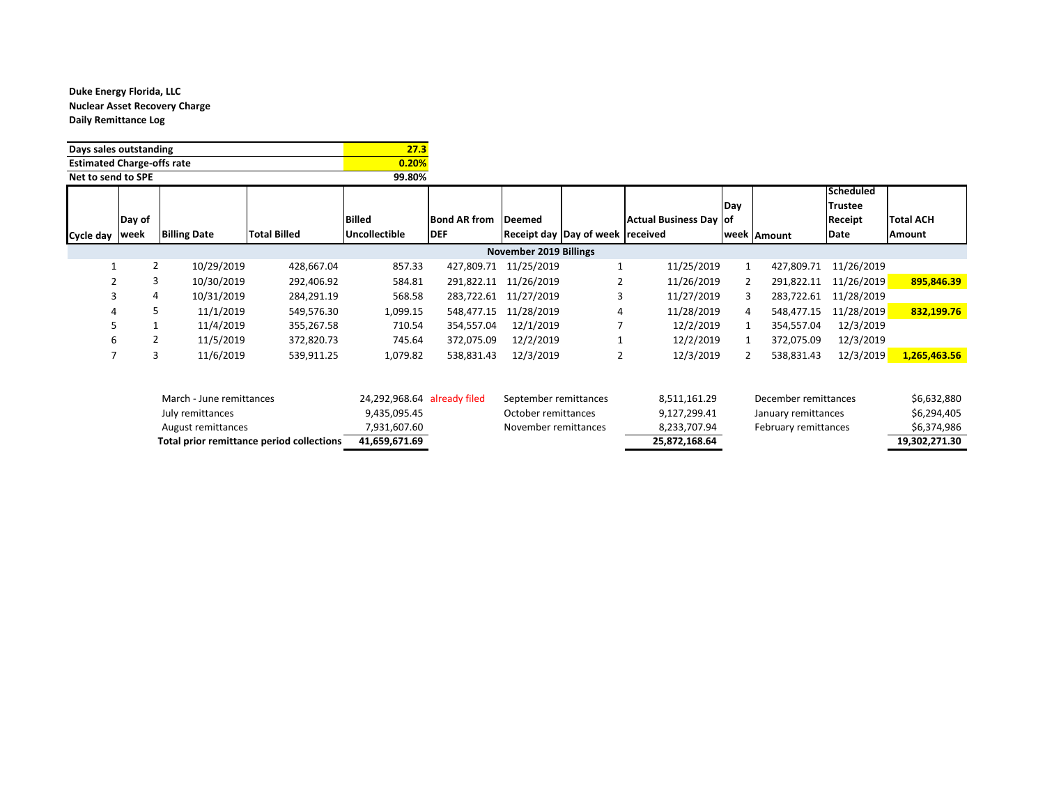**Duke Energy Florida, LLC**
**Nuclear Asset Recovery Charge**
**Daily Remittance Log**

| | |
|---|---|
| **Days sales outstanding** | **27.3** |
| **Estimated Charge-offs rate** | **0.20%** |
| **Net to send to SPE** | **99.80%** |

| Cycle day | Day of week | Billing Date | Total Billed | Billed Uncollectible | Bond AR from DEF | Deemed Receipt day | Day of week | Actual Business Day received | Day of week | Amount | Scheduled Trustee Receipt Date | Total ACH Amount |
|---|---|---|---|---|---|---|---|---|---|---|---|---|
| | | | | | | **November 2019 Billings** | | | | | | |
| 1 | 2 | 10/29/2019 | 428,667.04 | 857.33 | 427,809.71 | 11/25/2019 | 1 | 11/25/2019 | 1 | 427,809.71 | 11/26/2019 | |
| 2 | 3 | 10/30/2019 | 292,406.92 | 584.81 | 291,822.11 | 11/26/2019 | 2 | 11/26/2019 | 2 | 291,822.11 | 11/26/2019 | **895,846.39** |
| 3 | 4 | 10/31/2019 | 284,291.19 | 568.58 | 283,722.61 | 11/27/2019 | 3 | 11/27/2019 | 3 | 283,722.61 | 11/28/2019 | |
| 4 | 5 | 11/1/2019 | 549,576.30 | 1,099.15 | 548,477.15 | 11/28/2019 | 4 | 11/28/2019 | 4 | 548,477.15 | 11/28/2019 | **832,199.76** |
| 5 | 1 | 11/4/2019 | 355,267.58 | 710.54 | 354,557.04 | 12/1/2019 | 7 | 12/2/2019 | 1 | 354,557.04 | 12/3/2019 | |
| 6 | 2 | 11/5/2019 | 372,820.73 | 745.64 | 372,075.09 | 12/2/2019 | 1 | 12/2/2019 | 1 | 372,075.09 | 12/3/2019 | |
| 7 | 3 | 11/6/2019 | 539,911.25 | 1,079.82 | 538,831.43 | 12/3/2019 | 2 | 12/3/2019 | 2 | 538,831.43 | 12/3/2019 | **1,265,463.56** |

| | | | | | |
|---|---|---|---|---|---|
| March - June remittances | 24,292,968.64 already filed | September remittances | 8,511,161.29 | December remittances | $6,632,880 |
| July remittances | 9,435,095.45 | October remittances | 9,127,299.41 | January remittances | $6,294,405 |
| August remittances | 7,931,607.60 | November remittances | 8,233,707.94 | February remittances | $6,374,986 |
| **Total prior remittance period collections** | **41,659,671.69** | | **25,872,168.64** | | **19,302,271.30** |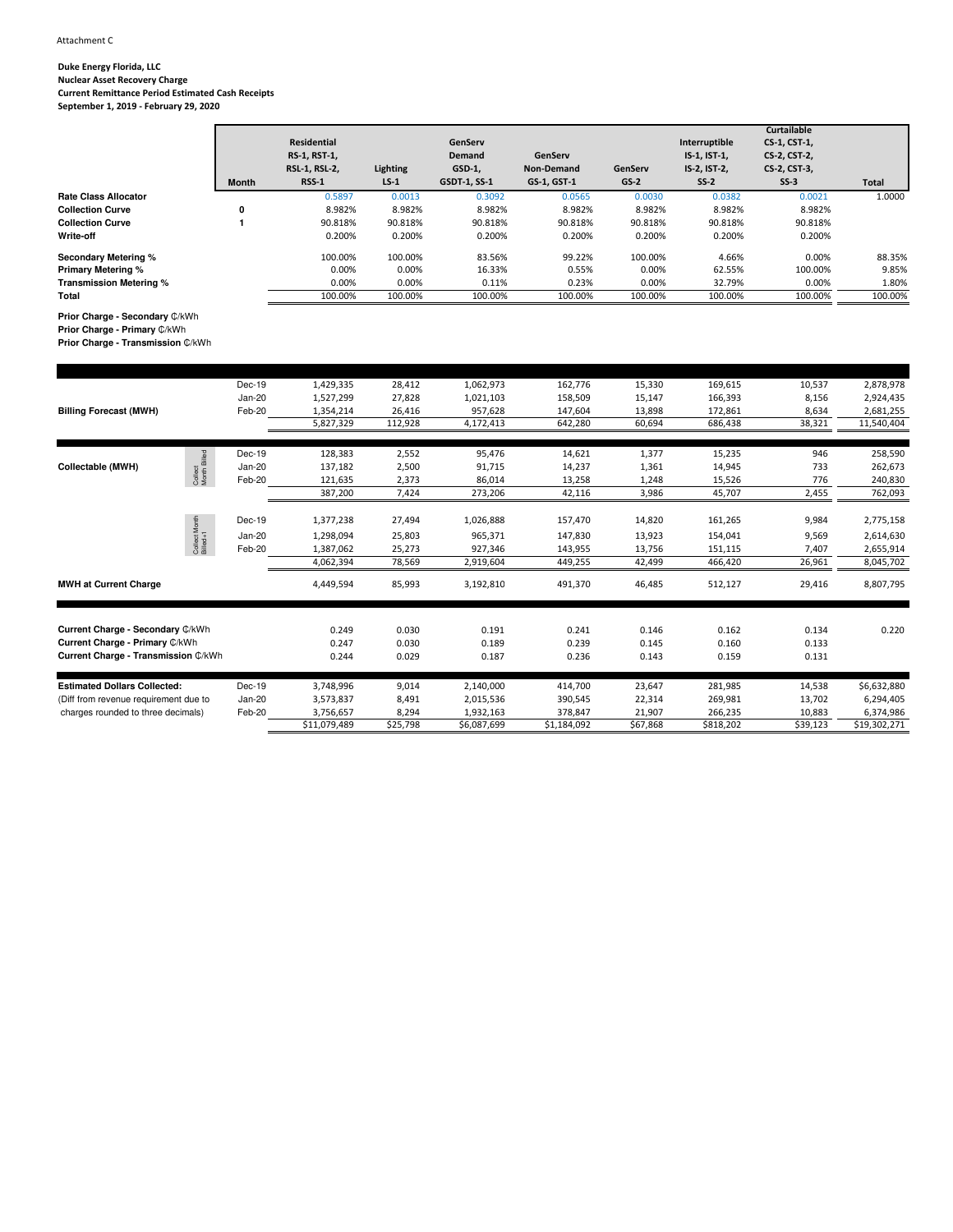Attachment C

**Duke Energy Florida, LLC**
**Nuclear Asset Recovery Charge**
**Current Remittance Period Estimated Cash Receipts**
**September 1, 2019 - February 29, 2020**

| | Month | Residential RS-1, RST-1, RSL-1, RSL-2, RSS-1 | Lighting LS-1 | GenServ Demand GSD-1, GSDT-1, SS-1 | GenServ Non-Demand GS-1, GST-1 | GenServ GS-2 | Interruptible IS-1, IST-1, IS-2, IST-2, SS-2 | Curtailable CS-1, CST-1, CS-2, CST-2, CS-3, CST-3, SS-3 | Total |
|---|---|---|---|---|---|---|---|---|---|
| **Rate Class Allocator** | | 0.5897 | 0.0013 | 0.3092 | 0.0565 | 0.0030 | 0.0382 | 0.0021 | 1.0000 |
| **Collection Curve** | 0 | 8.982% | 8.982% | 8.982% | 8.982% | 8.982% | 8.982% | 8.982% | |
| **Collection Curve** | 1 | 90.818% | 90.818% | 90.818% | 90.818% | 90.818% | 90.818% | 90.818% | |
| **Write-off** | | 0.200% | 0.200% | 0.200% | 0.200% | 0.200% | 0.200% | 0.200% | |
| **Secondary Metering %** | | 100.00% | 100.00% | 83.56% | 99.22% | 100.00% | 4.66% | 0.00% | 88.35% |
| **Primary Metering %** | | 0.00% | 0.00% | 16.33% | 0.55% | 0.00% | 62.55% | 100.00% | 9.85% |
| **Transmission Metering %** | | 0.00% | 0.00% | 0.11% | 0.23% | 0.00% | 32.79% | 0.00% | 1.80% |
| **Total** | | 100.00% | 100.00% | 100.00% | 100.00% | 100.00% | 100.00% | 100.00% | 100.00% |

**Prior Charge - Secondary ₵/kWh**
**Prior Charge - Primary ₵/kWh**
**Prior Charge - Transmission ₵/kWh**

| | Month | Residential | Lighting | GenServ Demand | GenServ Non-Demand | GenServ GS-2 | Interruptible | Curtailable | Total |
|---|---|---|---|---|---|---|---|---|---|
| **Billing Forecast (MWH)** | Dec-19 | 1,429,335 | 28,412 | 1,062,973 | 162,776 | 15,330 | 169,615 | 10,537 | 2,878,978 |
| | Jan-20 | 1,527,299 | 27,828 | 1,021,103 | 158,509 | 15,147 | 166,393 | 8,156 | 2,924,435 |
| | Feb-20 | 1,354,214 | 26,416 | 957,628 | 147,604 | 13,898 | 172,861 | 8,634 | 2,681,255 |
| | | 5,827,329 | 112,928 | 4,172,413 | 642,280 | 60,694 | 686,438 | 38,321 | 11,540,404 |
| **Collectable (MWH)** — Collect Month Billed | Dec-19 | 128,383 | 2,552 | 95,476 | 14,621 | 1,377 | 15,235 | 946 | 258,590 |
| | Jan-20 | 137,182 | 2,500 | 91,715 | 14,237 | 1,361 | 14,945 | 733 | 262,673 |
| | Feb-20 | 121,635 | 2,373 | 86,014 | 13,258 | 1,248 | 15,526 | 776 | 240,830 |
| | | 387,200 | 7,424 | 273,206 | 42,116 | 3,986 | 45,707 | 2,455 | 762,093 |
| Collect Month Billed +1 | Dec-19 | 1,377,238 | 27,494 | 1,026,888 | 157,470 | 14,820 | 161,265 | 9,984 | 2,775,158 |
| | Jan-20 | 1,298,094 | 25,803 | 965,371 | 147,830 | 13,923 | 154,041 | 9,569 | 2,614,630 |
| | Feb-20 | 1,387,062 | 25,273 | 927,346 | 143,955 | 13,756 | 151,115 | 7,407 | 2,655,914 |
| | | 4,062,394 | 78,569 | 2,919,604 | 449,255 | 42,499 | 466,420 | 26,961 | 8,045,702 |
| **MWH at Current Charge** | | 4,449,594 | 85,993 | 3,192,810 | 491,370 | 46,485 | 512,127 | 29,416 | 8,807,795 |
| **Current Charge - Secondary ₵/kWh** | | 0.249 | 0.030 | 0.191 | 0.241 | 0.146 | 0.162 | 0.134 | 0.220 |
| **Current Charge - Primary ₵/kWh** | | 0.247 | 0.030 | 0.189 | 0.239 | 0.145 | 0.160 | 0.133 | |
| **Current Charge - Transmission ₵/kWh** | | 0.244 | 0.029 | 0.187 | 0.236 | 0.143 | 0.159 | 0.131 | |
| **Estimated Dollars Collected:** | Dec-19 | 3,748,996 | 9,014 | 2,140,000 | 414,700 | 23,647 | 281,985 | 14,538 | $6,632,880 |
| (Diff from revenue requirement due to | Jan-20 | 3,573,837 | 8,491 | 2,015,536 | 390,545 | 22,314 | 269,981 | 13,702 | 6,294,405 |
| charges rounded to three decimals) | Feb-20 | 3,756,657 | 8,294 | 1,932,163 | 378,847 | 21,907 | 266,235 | 10,883 | 6,374,986 |
| | | $11,079,489 | $25,798 | $6,087,699 | $1,184,092 | $67,868 | $818,202 | $39,123 | $19,302,271 |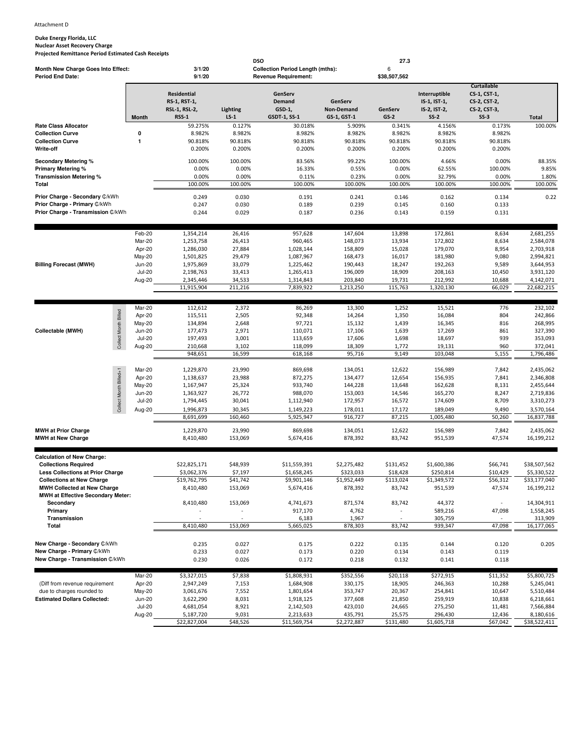Attachment D

**Duke Energy Florida, LLC**
**Nuclear Asset Recovery Charge**
**Projected Remittance Period Estimated Cash Receipts**

| | | | DSO | 27.3 |
|---|---|---|---|---|
| **Month New Charge Goes Into Effect:** | 3/1/20 | | **Collection Period Length (mths):** | 6 |
| **Period End Date:** | 9/1/20 | | **Revenue Requirement:** | $38,507,562 |

| | Month | Residential RS-1, RST-1, RSL-1, RSL-2, RSS-1 | Lighting LS-1 | GenServ Demand GSD-1, GSDT-1, SS-1 | GenServ Non-Demand GS-1, GST-1 | GenServ GS-2 | Interruptible IS-1, IST-1, IS-2, IST-2, SS-2 | Curtailable CS-1, CST-1, CS-2, CST-2, CS-3, CST-3, SS-3 | Total |
|---|---|---|---|---|---|---|---|---|---|
| **Rate Class Allocator** | | 59.275% | 0.127% | 30.018% | 5.909% | 0.341% | 4.156% | 0.173% | 100.00% |
| **Collection Curve** | 0 | 8.982% | 8.982% | 8.982% | 8.982% | 8.982% | 8.982% | 8.982% | |
| **Collection Curve** | 1 | 90.818% | 90.818% | 90.818% | 90.818% | 90.818% | 90.818% | 90.818% | |
| **Write-off** | | 0.200% | 0.200% | 0.200% | 0.200% | 0.200% | 0.200% | 0.200% | |
| **Secondary Metering %** | | 100.00% | 100.00% | 83.56% | 99.22% | 100.00% | 4.66% | 0.00% | 88.35% |
| **Primary Metering %** | | 0.00% | 0.00% | 16.33% | 0.55% | 0.00% | 62.55% | 100.00% | 9.85% |
| **Transmission Metering %** | | 0.00% | 0.00% | 0.11% | 0.23% | 0.00% | 32.79% | 0.00% | 1.80% |
| **Total** | | 100.00% | 100.00% | 100.00% | 100.00% | 100.00% | 100.00% | 100.00% | 100.00% |
| **Prior Charge - Secondary ₵/kWh** | | 0.249 | 0.030 | 0.191 | 0.241 | 0.146 | 0.162 | 0.134 | 0.22 |
| **Prior Charge - Primary ₵/kWh** | | 0.247 | 0.030 | 0.189 | 0.239 | 0.145 | 0.160 | 0.133 | |
| **Prior Charge - Transmission ₵/kWh** | | 0.244 | 0.029 | 0.187 | 0.236 | 0.143 | 0.159 | 0.131 | |
| **Billing Forecast (MWH)** | Feb-20 | 1,354,214 | 26,416 | 957,628 | 147,604 | 13,898 | 172,861 | 8,634 | 2,681,255 |
| | Mar-20 | 1,253,758 | 26,413 | 960,465 | 148,073 | 13,934 | 172,802 | 8,634 | 2,584,078 |
| | Apr-20 | 1,286,030 | 27,884 | 1,028,144 | 158,809 | 15,028 | 179,070 | 8,954 | 2,703,918 |
| | May-20 | 1,501,825 | 29,479 | 1,087,967 | 168,473 | 16,017 | 181,980 | 9,080 | 2,994,821 |
| | Jun-20 | 1,975,869 | 33,079 | 1,225,462 | 190,443 | 18,247 | 192,263 | 9,589 | 3,644,953 |
| | Jul-20 | 2,198,763 | 33,413 | 1,265,413 | 196,009 | 18,909 | 208,163 | 10,450 | 3,931,120 |
| | Aug-20 | 2,345,446 | 34,533 | 1,314,843 | 203,840 | 19,731 | 212,992 | 10,688 | 4,142,071 |
| | | 11,915,904 | 211,216 | 7,839,922 | 1,213,250 | 115,763 | 1,320,130 | 66,029 | 22,682,215 |
| **Collectable (MWH)** — Collect Month Billed | Mar-20 | 112,612 | 2,372 | 86,269 | 13,300 | 1,252 | 15,521 | 776 | 232,102 |
| | Apr-20 | 115,511 | 2,505 | 92,348 | 14,264 | 1,350 | 16,084 | 804 | 242,866 |
| | May-20 | 134,894 | 2,648 | 97,721 | 15,132 | 1,439 | 16,345 | 816 | 268,995 |
| | Jun-20 | 177,473 | 2,971 | 110,071 | 17,106 | 1,639 | 17,269 | 861 | 327,390 |
| | Jul-20 | 197,493 | 3,001 | 113,659 | 17,606 | 1,698 | 18,697 | 939 | 353,093 |
| | Aug-20 | 210,668 | 3,102 | 118,099 | 18,309 | 1,772 | 19,131 | 960 | 372,041 |
| | | 948,651 | 16,599 | 618,168 | 95,716 | 9,149 | 103,048 | 5,155 | 1,796,486 |
| Collect Month Billed+1 | Mar-20 | 1,229,870 | 23,990 | 869,698 | 134,051 | 12,622 | 156,989 | 7,842 | 2,435,062 |
| | Apr-20 | 1,138,637 | 23,988 | 872,275 | 134,477 | 12,654 | 156,935 | 7,841 | 2,346,808 |
| | May-20 | 1,167,947 | 25,324 | 933,740 | 144,228 | 13,648 | 162,628 | 8,131 | 2,455,644 |
| | Jun-20 | 1,363,927 | 26,772 | 988,070 | 153,003 | 14,546 | 165,270 | 8,247 | 2,719,836 |
| | Jul-20 | 1,794,445 | 30,041 | 1,112,940 | 172,957 | 16,572 | 174,609 | 8,709 | 3,310,273 |
| | Aug-20 | 1,996,873 | 30,345 | 1,149,223 | 178,011 | 17,172 | 189,049 | 9,490 | 3,570,164 |
| | | 8,691,699 | 160,460 | 5,925,947 | 916,727 | 87,215 | 1,005,480 | 50,260 | 16,837,788 |
| **MWH at Prior Charge** | | 1,229,870 | 23,990 | 869,698 | 134,051 | 12,622 | 156,989 | 7,842 | 2,435,062 |
| **MWH at New Charge** | | 8,410,480 | 153,069 | 5,674,416 | 878,392 | 83,742 | 951,539 | 47,574 | 16,199,212 |
| **Calculation of New Charge:** | | | | | | | | | |
| **Collections Required** | | $22,825,171 | $48,939 | $11,559,391 | $2,275,482 | $131,452 | $1,600,386 | $66,741 | $38,507,562 |
| **Less Collections at Prior Charge** | | $3,062,376 | $7,197 | $1,658,245 | $323,033 | $18,428 | $250,814 | $10,429 | $5,330,522 |
| **Collections at New Charge** | | $19,762,795 | $41,742 | $9,901,146 | $1,952,449 | $113,024 | $1,349,572 | $56,312 | $33,177,040 |
| **MWH Collected at New Charge** | | 8,410,480 | 153,069 | 5,674,416 | 878,392 | 83,742 | 951,539 | 47,574 | 16,199,212 |
| **MWH at Effective Secondary Meter:** | | | | | | | | | |
| **Secondary** | | 8,410,480 | 153,069 | 4,741,673 | 871,574 | 83,742 | 44,372 | - | 14,304,911 |
| **Primary** | | - | - | 917,170 | 4,762 | - | 589,216 | 47,098 | 1,558,245 |
| **Transmission** | | - | - | 6,183 | 1,967 | - | 305,759 | - | 313,909 |
| **Total** | | 8,410,480 | 153,069 | 5,665,025 | 878,303 | 83,742 | 939,347 | 47,098 | 16,177,065 |
| **New Charge - Secondary ₵/kWh** | | 0.235 | 0.027 | 0.175 | 0.222 | 0.135 | 0.144 | 0.120 | 0.205 |
| **New Charge - Primary ₵/kWh** | | 0.233 | 0.027 | 0.173 | 0.220 | 0.134 | 0.143 | 0.119 | |
| **New Charge - Transmission ₵/kWh** | | 0.230 | 0.026 | 0.172 | 0.218 | 0.132 | 0.141 | 0.118 | |
| | Mar-20 | $3,327,015 | $7,838 | $1,808,931 | $352,556 | $20,118 | $272,915 | $11,352 | $5,800,725 |
| (Diff from revenue requirement | Apr-20 | 2,947,249 | 7,153 | 1,684,908 | 330,175 | 18,905 | 246,363 | 10,288 | 5,245,041 |
| due to charges rounded to | May-20 | 3,061,676 | 7,552 | 1,801,654 | 353,747 | 20,367 | 254,841 | 10,647 | 5,510,484 |
| **Estimated Dollars Collected:** | Jun-20 | 3,622,290 | 8,031 | 1,918,125 | 377,608 | 21,850 | 259,919 | 10,838 | 6,218,661 |
| | Jul-20 | 4,681,054 | 8,921 | 2,142,503 | 423,010 | 24,665 | 275,250 | 11,481 | 7,566,884 |
| | Aug-20 | 5,187,720 | 9,031 | 2,213,633 | 435,791 | 25,575 | 296,430 | 12,436 | 8,180,616 |
| | | $22,827,004 | $48,526 | $11,569,754 | $2,272,887 | $131,480 | $1,605,718 | $67,042 | $38,522,411 |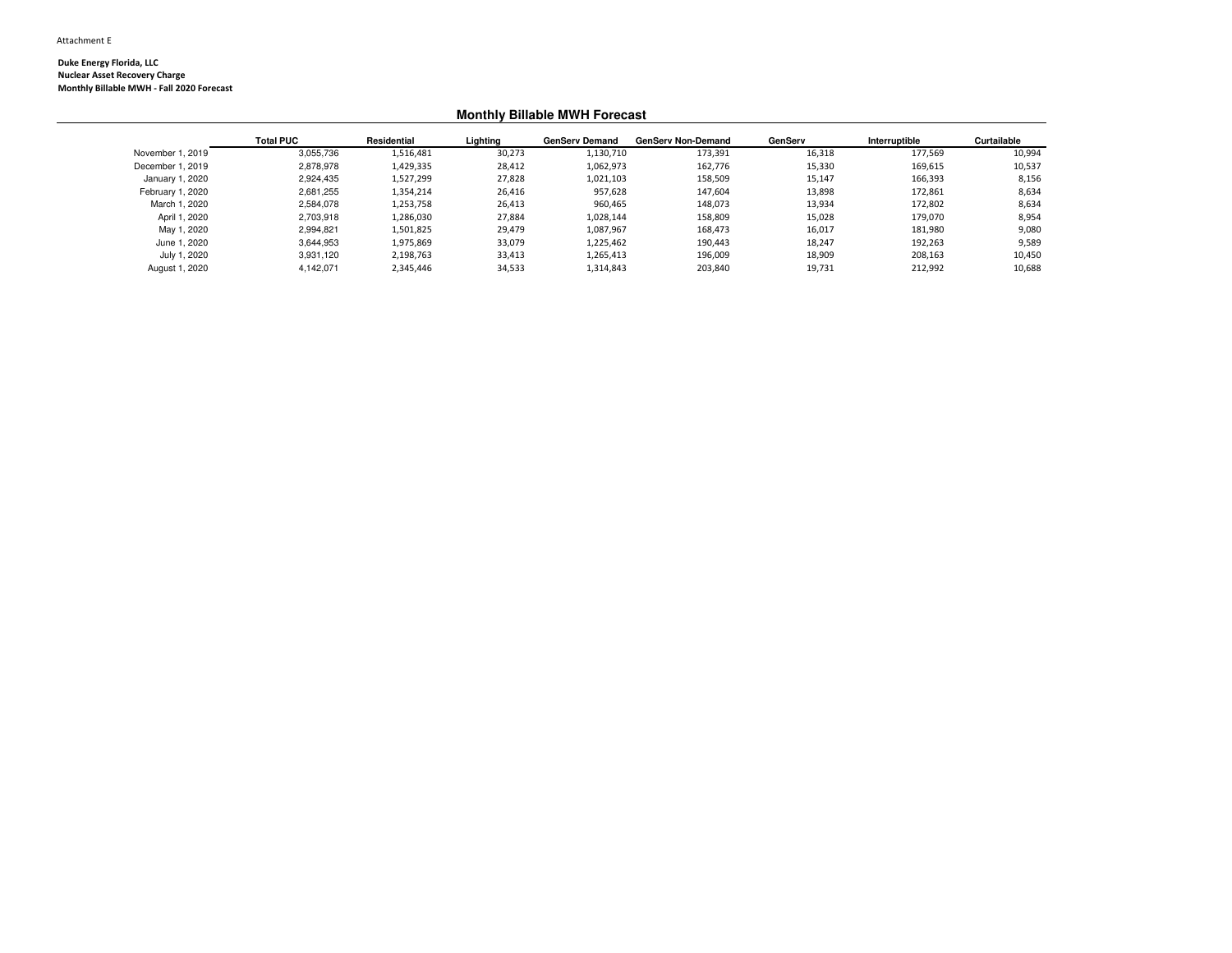Attachment E

**Duke Energy Florida, LLC**
**Nuclear Asset Recovery Charge**
**Monthly Billable MWH - Fall 2020 Forecast**

## Monthly Billable MWH Forecast

| | Total PUC | Residential | Lighting | GenServ Demand | GenServ Non-Demand | GenServ | Interruptible | Curtailable |
|---|---|---|---|---|---|---|---|---|
| November 1, 2019 | 3,055,736 | 1,516,481 | 30,273 | 1,130,710 | 173,391 | 16,318 | 177,569 | 10,994 |
| December 1, 2019 | 2,878,978 | 1,429,335 | 28,412 | 1,062,973 | 162,776 | 15,330 | 169,615 | 10,537 |
| January 1, 2020 | 2,924,435 | 1,527,299 | 27,828 | 1,021,103 | 158,509 | 15,147 | 166,393 | 8,156 |
| February 1, 2020 | 2,681,255 | 1,354,214 | 26,416 | 957,628 | 147,604 | 13,898 | 172,861 | 8,634 |
| March 1, 2020 | 2,584,078 | 1,253,758 | 26,413 | 960,465 | 148,073 | 13,934 | 172,802 | 8,634 |
| April 1, 2020 | 2,703,918 | 1,286,030 | 27,884 | 1,028,144 | 158,809 | 15,028 | 179,070 | 8,954 |
| May 1, 2020 | 2,994,821 | 1,501,825 | 29,479 | 1,087,967 | 168,473 | 16,017 | 181,980 | 9,080 |
| June 1, 2020 | 3,644,953 | 1,975,869 | 33,079 | 1,225,462 | 190,443 | 18,247 | 192,263 | 9,589 |
| July 1, 2020 | 3,931,120 | 2,198,763 | 33,413 | 1,265,413 | 196,009 | 18,909 | 208,163 | 10,450 |
| August 1, 2020 | 4,142,071 | 2,345,446 | 34,533 | 1,314,843 | 203,840 | 19,731 | 212,992 | 10,688 |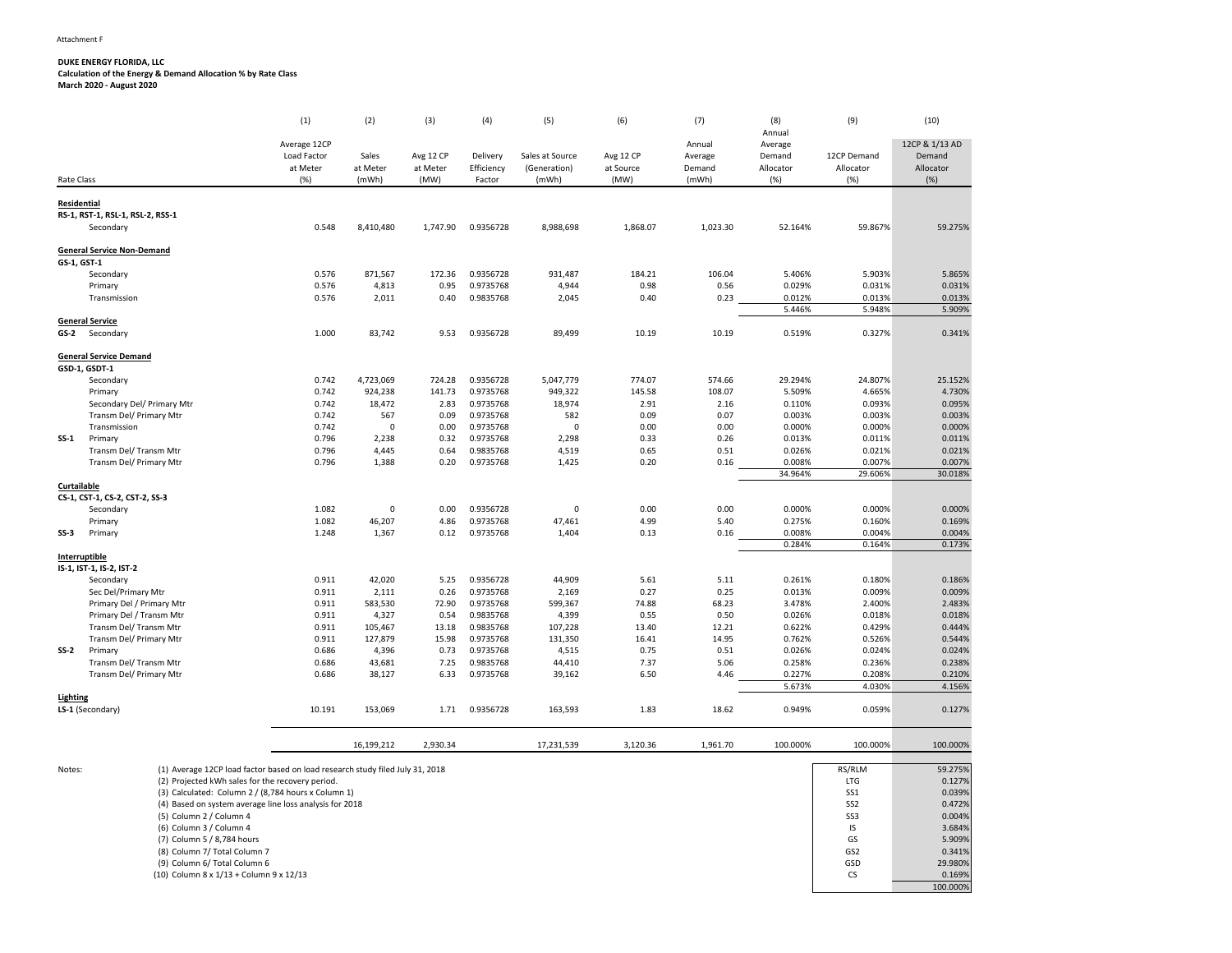Attachment F

**DUKE ENERGY FLORIDA, LLC**
**Calculation of the Energy & Demand Allocation % by Rate Class**
**March 2020 - August 2020**

| Rate Class | (1) Average 12CP Load Factor at Meter (%) | (2) Sales at Meter (mWh) | (3) Avg 12 CP at Meter (MW) | (4) Delivery Efficiency Factor | (5) Sales at Source (Generation) (mWh) | (6) Avg 12 CP at Source (MW) | (7) Annual Average Demand (mWh) | (8) Annual Average Demand Allocator (%) | (9) 12CP Demand Allocator (%) | (10) 12CP & 1/13 AD Demand Allocator (%) |
|---|---|---|---|---|---|---|---|---|---|---|
| **Residential** | | | | | | | | | | |
| **RS-1, RST-1, RSL-1, RSL-2, RSS-1** | | | | | | | | | | |
| Secondary | 0.548 | 8,410,480 | 1,747.90 | 0.9356728 | 8,988,698 | 1,868.07 | 1,023.30 | 52.164% | 59.867% | 59.275% |
| **General Service Non-Demand** | | | | | | | | | | |
| **GS-1, GST-1** | | | | | | | | | | |
| Secondary | 0.576 | 871,567 | 172.36 | 0.9356728 | 931,487 | 184.21 | 106.04 | 5.406% | 5.903% | 5.865% |
| Primary | 0.576 | 4,813 | 0.95 | 0.9735768 | 4,944 | 0.98 | 0.56 | 0.029% | 0.031% | 0.031% |
| Transmission | 0.576 | 2,011 | 0.40 | 0.9835768 | 2,045 | 0.40 | 0.23 | 0.012% | 0.013% | 0.013% |
| | | | | | | | | 5.446% | 5.948% | 5.909% |
| **General Service** | | | | | | | | | | |
| **GS-2** Secondary | 1.000 | 83,742 | 9.53 | 0.9356728 | 89,499 | 10.19 | 10.19 | 0.519% | 0.327% | 0.341% |
| **General Service Demand** | | | | | | | | | | |
| **GSD-1, GSDT-1** | | | | | | | | | | |
| Secondary | 0.742 | 4,723,069 | 724.28 | 0.9356728 | 5,047,779 | 774.07 | 574.66 | 29.294% | 24.807% | 25.152% |
| Primary | 0.742 | 924,238 | 141.73 | 0.9735768 | 949,322 | 145.58 | 108.07 | 5.509% | 4.665% | 4.730% |
| Secondary Del/ Primary Mtr | 0.742 | 18,472 | 2.83 | 0.9735768 | 18,974 | 2.91 | 2.16 | 0.110% | 0.093% | 0.095% |
| Transm Del/ Primary Mtr | 0.742 | 567 | 0.09 | 0.9735768 | 582 | 0.09 | 0.07 | 0.003% | 0.003% | 0.003% |
| Transmission | 0.742 | 0 | 0.00 | 0.9735768 | 0 | 0.00 | 0.00 | 0.000% | 0.000% | 0.000% |
| **SS-1** Primary | 0.796 | 2,238 | 0.32 | 0.9735768 | 2,298 | 0.33 | 0.26 | 0.013% | 0.011% | 0.011% |
| Transm Del/ Transm Mtr | 0.796 | 4,445 | 0.64 | 0.9835768 | 4,519 | 0.65 | 0.51 | 0.026% | 0.021% | 0.021% |
| Transm Del/ Primary Mtr | 0.796 | 1,388 | 0.20 | 0.9735768 | 1,425 | 0.20 | 0.16 | 0.008% | 0.007% | 0.007% |
| | | | | | | | | 34.964% | 29.606% | 30.018% |
| **Curtailable** | | | | | | | | | | |
| **CS-1, CST-1, CS-2, CST-2, SS-3** | | | | | | | | | | |
| Secondary | 1.082 | 0 | 0.00 | 0.9356728 | 0 | 0.00 | 0.00 | 0.000% | 0.000% | 0.000% |
| Primary | 1.082 | 46,207 | 4.86 | 0.9735768 | 47,461 | 4.99 | 5.40 | 0.275% | 0.160% | 0.169% |
| **SS-3** Primary | 1.248 | 1,367 | 0.12 | 0.9735768 | 1,404 | 0.13 | 0.16 | 0.008% | 0.004% | 0.004% |
| | | | | | | | | 0.284% | 0.164% | 0.173% |
| **Interruptible** | | | | | | | | | | |
| **IS-1, IST-1, IS-2, IST-2** | | | | | | | | | | |
| Secondary | 0.911 | 42,020 | 5.25 | 0.9356728 | 44,909 | 5.61 | 5.11 | 0.261% | 0.180% | 0.186% |
| Sec Del/Primary Mtr | 0.911 | 2,111 | 0.26 | 0.9735768 | 2,169 | 0.27 | 0.25 | 0.013% | 0.009% | 0.009% |
| Primary Del / Primary Mtr | 0.911 | 583,530 | 72.90 | 0.9735768 | 599,367 | 74.88 | 68.23 | 3.478% | 2.400% | 2.483% |
| Primary Del / Transm Mtr | 0.911 | 4,327 | 0.54 | 0.9835768 | 4,399 | 0.55 | 0.50 | 0.026% | 0.018% | 0.018% |
| Transm Del/ Transm Mtr | 0.911 | 105,467 | 13.18 | 0.9835768 | 107,228 | 13.40 | 12.21 | 0.622% | 0.429% | 0.444% |
| Transm Del/ Primary Mtr | 0.911 | 127,879 | 15.98 | 0.9735768 | 131,350 | 16.41 | 14.95 | 0.762% | 0.526% | 0.544% |
| **SS-2** Primary | 0.686 | 4,396 | 0.73 | 0.9735768 | 4,515 | 0.75 | 0.51 | 0.026% | 0.024% | 0.024% |
| Transm Del/ Transm Mtr | 0.686 | 43,681 | 7.25 | 0.9835768 | 44,410 | 7.37 | 5.06 | 0.258% | 0.236% | 0.238% |
| Transm Del/ Primary Mtr | 0.686 | 38,127 | 6.33 | 0.9735768 | 39,162 | 6.50 | 4.46 | 0.227% | 0.208% | 0.210% |
| | | | | | | | | 5.673% | 4.030% | 4.156% |
| **Lighting** | | | | | | | | | | |
| **LS-1** (Secondary) | 10.191 | 153,069 | 1.71 | 0.9356728 | 163,593 | 1.83 | 18.62 | 0.949% | 0.059% | 0.127% |
| | | 16,199,212 | 2,930.34 | | 17,231,539 | 3,120.36 | 1,961.70 | 100.000% | 100.000% | 100.000% |

Notes:
(1) Average 12CP load factor based on load research study filed July 31, 2018
(2) Projected kWh sales for the recovery period.
(3) Calculated: Column 2 / (8,784 hours x Column 1)
(4) Based on system average line loss analysis for 2018
(5) Column 2 / Column 4
(6) Column 3 / Column 4
(7) Column 5 / 8,784 hours
(8) Column 7/ Total Column 7
(9) Column 6/ Total Column 6
(10) Column 8 x 1/13 + Column 9 x 12/13

| Class | Allocator |
|---|---|
| RS/RLM | 59.275% |
| LTG | 0.127% |
| SS1 | 0.039% |
| SS2 | 0.472% |
| SS3 | 0.004% |
| IS | 3.684% |
| GS | 5.909% |
| GS2 | 0.341% |
| GSD | 29.980% |
| CS | 0.169% |
| | 100.000% |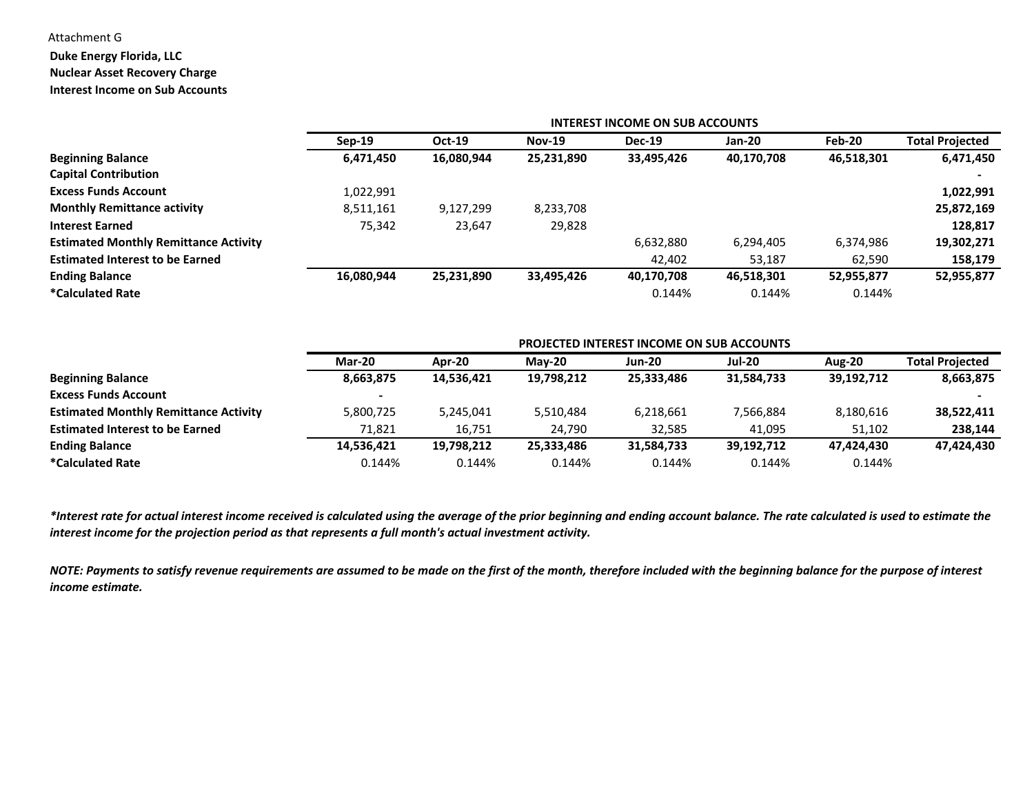Attachment G

**Duke Energy Florida, LLC**
**Nuclear Asset Recovery Charge**
**Interest Income on Sub Accounts**

| | INTEREST INCOME ON SUB ACCOUNTS | | | | | | |
|---|---|---|---|---|---|---|---|
| | **Sep-19** | **Oct-19** | **Nov-19** | **Dec-19** | **Jan-20** | **Feb-20** | **Total Projected** |
| **Beginning Balance** | **6,471,450** | **16,080,944** | **25,231,890** | **33,495,426** | **40,170,708** | **46,518,301** | **6,471,450** |
| **Capital Contribution** | | | | | | | **-** |
| **Excess Funds Account** | 1,022,991 | | | | | | **1,022,991** |
| **Monthly Remittance activity** | 8,511,161 | 9,127,299 | 8,233,708 | | | | **25,872,169** |
| **Interest Earned** | 75,342 | 23,647 | 29,828 | | | | **128,817** |
| **Estimated Monthly Remittance Activity** | | | | 6,632,880 | 6,294,405 | 6,374,986 | **19,302,271** |
| **Estimated Interest to be Earned** | | | | 42,402 | 53,187 | 62,590 | **158,179** |
| **Ending Balance** | **16,080,944** | **25,231,890** | **33,495,426** | **40,170,708** | **46,518,301** | **52,955,877** | **52,955,877** |
| **\*Calculated Rate** | | | | 0.144% | 0.144% | 0.144% | |

| | PROJECTED INTEREST INCOME ON SUB ACCOUNTS | | | | | | |
|---|---|---|---|---|---|---|---|
| | **Mar-20** | **Apr-20** | **May-20** | **Jun-20** | **Jul-20** | **Aug-20** | **Total Projected** |
| **Beginning Balance** | **8,663,875** | **14,536,421** | **19,798,212** | **25,333,486** | **31,584,733** | **39,192,712** | **8,663,875** |
| **Excess Funds Account** | - | | | | | | **-** |
| **Estimated Monthly Remittance Activity** | 5,800,725 | 5,245,041 | 5,510,484 | 6,218,661 | 7,566,884 | 8,180,616 | **38,522,411** |
| **Estimated Interest to be Earned** | 71,821 | 16,751 | 24,790 | 32,585 | 41,095 | 51,102 | **238,144** |
| **Ending Balance** | **14,536,421** | **19,798,212** | **25,333,486** | **31,584,733** | **39,192,712** | **47,424,430** | **47,424,430** |
| **\*Calculated Rate** | 0.144% | 0.144% | 0.144% | 0.144% | 0.144% | 0.144% | |

***Interest rate for actual interest income received is calculated using the average of the prior beginning and ending account balance. The rate calculated is used to estimate the interest income for the projection period as that represents a full month's actual investment activity.***

***NOTE: Payments to satisfy revenue requirements are assumed to be made on the first of the month, therefore included with the beginning balance for the purpose of interest income estimate.***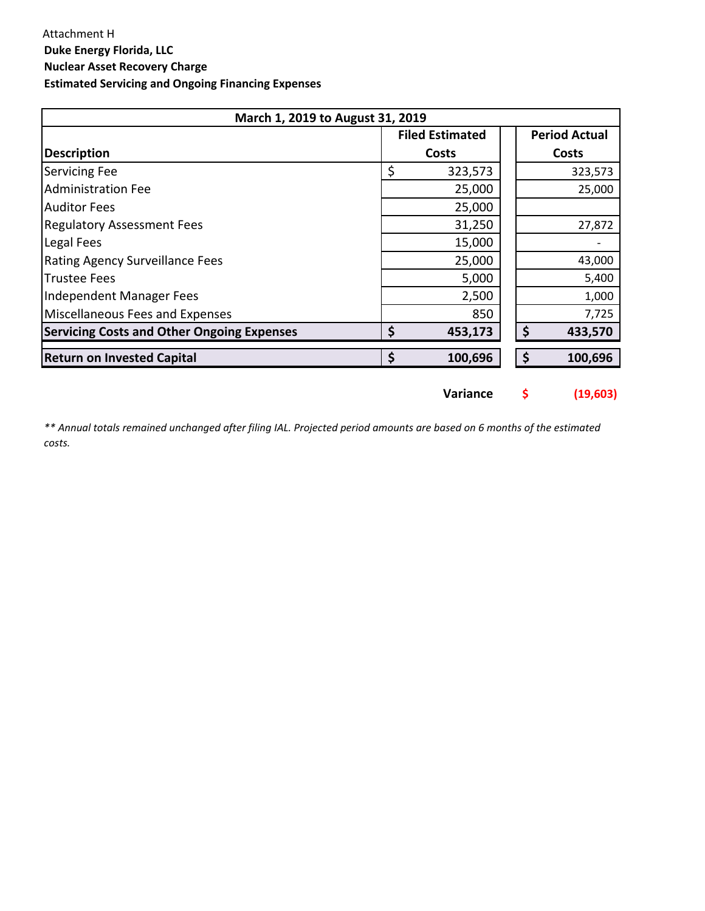Attachment H

**Duke Energy Florida, LLC**

**Nuclear Asset Recovery Charge**

**Estimated Servicing and Ongoing Financing Expenses**

| March 1, 2019 to August 31, 2019 | | |
|---|---|---|
| **Description** | **Filed Estimated Costs** | **Period Actual Costs** |
| Servicing Fee | $ 323,573 | 323,573 |
| Administration Fee | 25,000 | 25,000 |
| Auditor Fees | 25,000 | |
| Regulatory Assessment Fees | 31,250 | 27,872 |
| Legal Fees | 15,000 | - |
| Rating Agency Surveillance Fees | 25,000 | 43,000 |
| Trustee Fees | 5,000 | 5,400 |
| Independent Manager Fees | 2,500 | 1,000 |
| Miscellaneous Fees and Expenses | 850 | 7,725 |
| **Servicing Costs and Other Ongoing Expenses** | **$ 453,173** | **$ 433,570** |
| **Return on Invested Capital** | **$ 100,696** | **$ 100,696** |
| | **Variance** | **$ (19,603)** |

*** Annual totals remained unchanged after filing IAL. Projected period amounts are based on 6 months of the estimated costs.*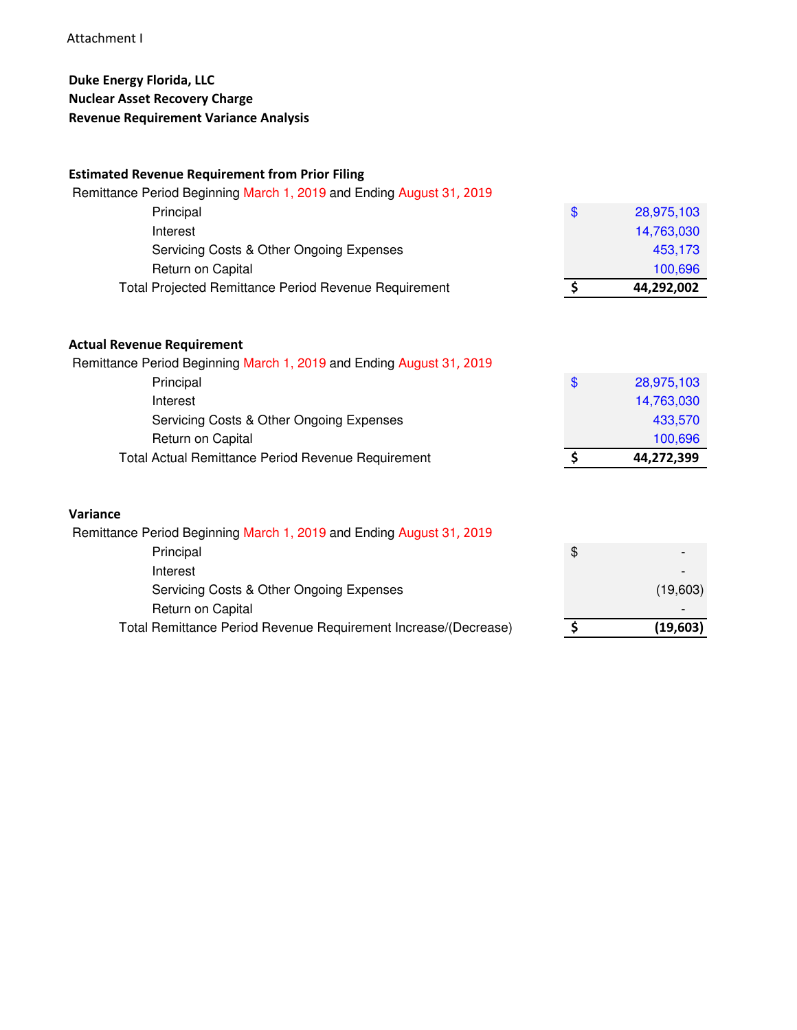Attachment I

**Duke Energy Florida, LLC**
**Nuclear Asset Recovery Charge**
**Revenue Requirement Variance Analysis**

**Estimated Revenue Requirement from Prior Filing**

Remittance Period Beginning March 1, 2019 and Ending August 31, 2019

| | | |
|---|---|---|
| Principal | $ | 28,975,103 |
| Interest | | 14,763,030 |
| Servicing Costs & Other Ongoing Expenses | | 453,173 |
| Return on Capital | | 100,696 |
| Total Projected Remittance Period Revenue Requirement | **$** | **44,292,002** |

**Actual Revenue Requirement**

Remittance Period Beginning March 1, 2019 and Ending August 31, 2019

| | | |
|---|---|---|
| Principal | $ | 28,975,103 |
| Interest | | 14,763,030 |
| Servicing Costs & Other Ongoing Expenses | | 433,570 |
| Return on Capital | | 100,696 |
| Total Actual Remittance Period Revenue Requirement | **$** | **44,272,399** |

**Variance**

Remittance Period Beginning March 1, 2019 and Ending August 31, 2019

| | | |
|---|---|---|
| Principal | $ | - |
| Interest | | - |
| Servicing Costs & Other Ongoing Expenses | | (19,603) |
| Return on Capital | | - |
| Total Remittance Period Revenue Requirement Increase/(Decrease) | **$** | **(19,603)** |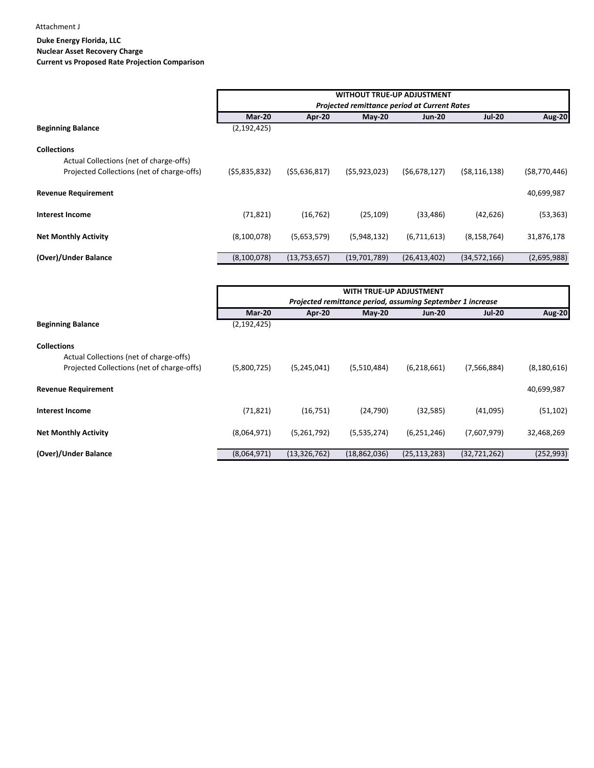Attachment J

**Duke Energy Florida, LLC**
**Nuclear Asset Recovery Charge**
**Current vs Proposed Rate Projection Comparison**

| | **WITHOUT TRUE-UP ADJUSTMENT** *Projected remittance period at Current Rates* | | | | | |
|---|---|---|---|---|---|---|
| | **Mar-20** | **Apr-20** | **May-20** | **Jun-20** | **Jul-20** | **Aug-20** |
| **Beginning Balance** | (2,192,425) | | | | | |
| **Collections** | | | | | | |
| Actual Collections (net of charge-offs) | | | | | | |
| Projected Collections (net of charge-offs) | ($5,835,832) | ($5,636,817) | ($5,923,023) | ($6,678,127) | ($8,116,138) | ($8,770,446) |
| **Revenue Requirement** | | | | | | 40,699,987 |
| **Interest Income** | (71,821) | (16,762) | (25,109) | (33,486) | (42,626) | (53,363) |
| **Net Monthly Activity** | (8,100,078) | (5,653,579) | (5,948,132) | (6,711,613) | (8,158,764) | 31,876,178 |
| **(Over)/Under Balance** | (8,100,078) | (13,753,657) | (19,701,789) | (26,413,402) | (34,572,166) | (2,695,988) |

| | **WITH TRUE-UP ADJUSTMENT** *Projected remittance period, assuming September 1 increase* | | | | | |
|---|---|---|---|---|---|---|
| | **Mar-20** | **Apr-20** | **May-20** | **Jun-20** | **Jul-20** | **Aug-20** |
| **Beginning Balance** | (2,192,425) | | | | | |
| **Collections** | | | | | | |
| Actual Collections (net of charge-offs) | | | | | | |
| Projected Collections (net of charge-offs) | (5,800,725) | (5,245,041) | (5,510,484) | (6,218,661) | (7,566,884) | (8,180,616) |
| **Revenue Requirement** | | | | | | 40,699,987 |
| **Interest Income** | (71,821) | (16,751) | (24,790) | (32,585) | (41,095) | (51,102) |
| **Net Monthly Activity** | (8,064,971) | (5,261,792) | (5,535,274) | (6,251,246) | (7,607,979) | 32,468,269 |
| **(Over)/Under Balance** | (8,064,971) | (13,326,762) | (18,862,036) | (25,113,283) | (32,721,262) | (252,993) |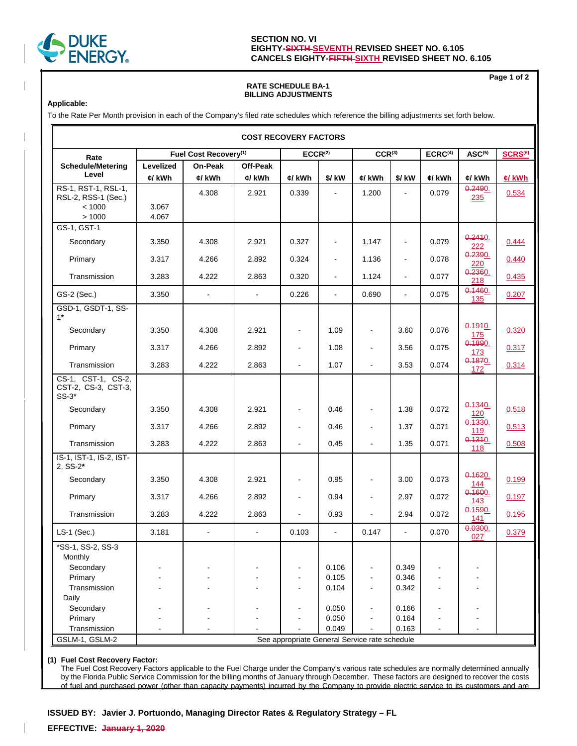**SECTION NO. VI**
**EIGHTY-~~SIXTH~~ SEVENTH REVISED SHEET NO. 6.105**
**CANCELS EIGHTY-~~FIFTH~~ SIXTH REVISED SHEET NO. 6.105**

**RATE SCHEDULE BA-1**
**BILLING ADJUSTMENTS**

**Applicable:**

To the Rate Per Month provision in each of the Company's filed rate schedules which reference the billing adjustments set forth below.

**COST RECOVERY FACTORS**

| Rate Schedule/Metering Level | Fuel Cost Recovery(1) | | | ECCR(2) | | CCR(3) | | ECRC(4) | ASC(5) | SCRS(6) |
|---|---|---|---|---|---|---|---|---|---|---|
| | Levelized ¢/ kWh | On-Peak ¢/ kWh | Off-Peak ¢/ kWh | ¢/ kWh | $/ kW | ¢/ kWh | $/ kW | ¢/ kWh | ¢/ kWh | ¢/ kWh |
| RS-1, RST-1, RSL-1, RSL-2, RSS-1 (Sec.) | | 4.308 | 2.921 | 0.339 | - | 1.200 | - | 0.079 | ~~0.249~~ 0.235 | 0.534 |
| < 1000 | 3.067 | | | | | | | | | |
| > 1000 | 4.067 | | | | | | | | | |
| GS-1, GST-1 | | | | | | | | | | |
| Secondary | 3.350 | 4.308 | 2.921 | 0.327 | - | 1.147 | - | 0.079 | ~~0.241~~ 0.222 | 0.444 |
| Primary | 3.317 | 4.266 | 2.892 | 0.324 | - | 1.136 | - | 0.078 | ~~0.239~~ 0.220 | 0.440 |
| Transmission | 3.283 | 4.222 | 2.863 | 0.320 | - | 1.124 | - | 0.077 | ~~0.236~~ 0.218 | 0.435 |
| GS-2 (Sec.) | 3.350 | - | - | 0.226 | - | 0.690 | - | 0.075 | ~~0.146~~ 0.135 | 0.207 |
| GSD-1, GSDT-1, SS-1* | | | | | | | | | | |
| Secondary | 3.350 | 4.308 | 2.921 | - | 1.09 | - | 3.60 | 0.076 | ~~0.191~~ 0.175 | 0.320 |
| Primary | 3.317 | 4.266 | 2.892 | - | 1.08 | - | 3.56 | 0.075 | ~~0.189~~ 0.173 | 0.317 |
| Transmission | 3.283 | 4.222 | 2.863 | - | 1.07 | - | 3.53 | 0.074 | ~~0.187~~ 0.172 | 0.314 |
| CS-1, CST-1, CS-2, CST-2, CS-3, CST-3, SS-3* | | | | | | | | | | |
| Secondary | 3.350 | 4.308 | 2.921 | - | 0.46 | - | 1.38 | 0.072 | ~~0.134~~ 0.120 | 0.518 |
| Primary | 3.317 | 4.266 | 2.892 | - | 0.46 | - | 1.37 | 0.071 | ~~0.133~~ 0.119 | 0.513 |
| Transmission | 3.283 | 4.222 | 2.863 | - | 0.45 | - | 1.35 | 0.071 | ~~0.131~~ 0.118 | 0.508 |
| IS-1, IST-1, IS-2, IST-2, SS-2* | | | | | | | | | | |
| Secondary | 3.350 | 4.308 | 2.921 | - | 0.95 | - | 3.00 | 0.073 | ~~0.162~~ 0.144 | 0.199 |
| Primary | 3.317 | 4.266 | 2.892 | - | 0.94 | - | 2.97 | 0.072 | ~~0.160~~ 0.143 | 0.197 |
| Transmission | 3.283 | 4.222 | 2.863 | - | 0.93 | - | 2.94 | 0.072 | ~~0.159~~ 0.141 | 0.195 |
| LS-1 (Sec.) | 3.181 | - | - | 0.103 | - | 0.147 | - | 0.070 | ~~0.030~~ 0.027 | 0.379 |
| *SS-1, SS-2, SS-3 | | | | | | | | | | |
| Monthly | | | | | | | | | | |
| Secondary | - | - | - | - | 0.106 | - | 0.349 | - | - | |
| Primary | - | - | - | - | 0.105 | - | 0.346 | - | - | |
| Transmission | - | - | - | - | 0.104 | - | 0.342 | - | - | |
| Daily | | | | | | | | | | |
| Secondary | - | - | - | - | 0.050 | - | 0.166 | - | - | |
| Primary | - | - | - | - | 0.050 | - | 0.164 | - | - | |
| Transmission | - | - | - | - | 0.049 | - | 0.163 | - | - | |
| GSLM-1, GSLM-2 | See appropriate General Service rate schedule | | | | | | | | | |

**(1) Fuel Cost Recovery Factor:**
The Fuel Cost Recovery Factors applicable to the Fuel Charge under the Company's various rate schedules are normally determined annually by the Florida Public Service Commission for the billing months of January through December. These factors are designed to recover the costs of fuel and purchased power (other than capacity payments) incurred by the Company to provide electric service to its customers and are

**ISSUED BY: Javier J. Portuondo, Managing Director Rates & Regulatory Strategy – FL**

**EFFECTIVE: ~~January 1, 2020~~**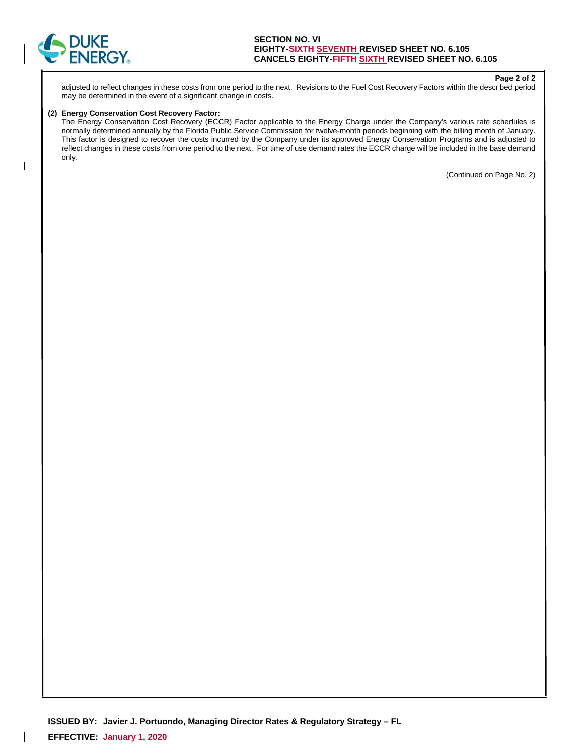**SECTION NO. VI**
**EIGHTY-~~SIXTH~~ SEVENTH REVISED SHEET NO. 6.105**
**CANCELS EIGHTY-~~FIFTH~~ SIXTH REVISED SHEET NO. 6.105**

adjusted to reflect changes in these costs from one period to the next. Revisions to the Fuel Cost Recovery Factors within the descr bed period may be determined in the event of a significant change in costs.

**(2) Energy Conservation Cost Recovery Factor:**
The Energy Conservation Cost Recovery (ECCR) Factor applicable to the Energy Charge under the Company's various rate schedules is normally determined annually by the Florida Public Service Commission for twelve-month periods beginning with the billing month of January. This factor is designed to recover the costs incurred by the Company under its approved Energy Conservation Programs and is adjusted to reflect changes in these costs from one period to the next. For time of use demand rates the ECCR charge will be included in the base demand only.

(Continued on Page No. 2)

**ISSUED BY: Javier J. Portuondo, Managing Director Rates & Regulatory Strategy – FL**

**EFFECTIVE: ~~January 1, 2020~~**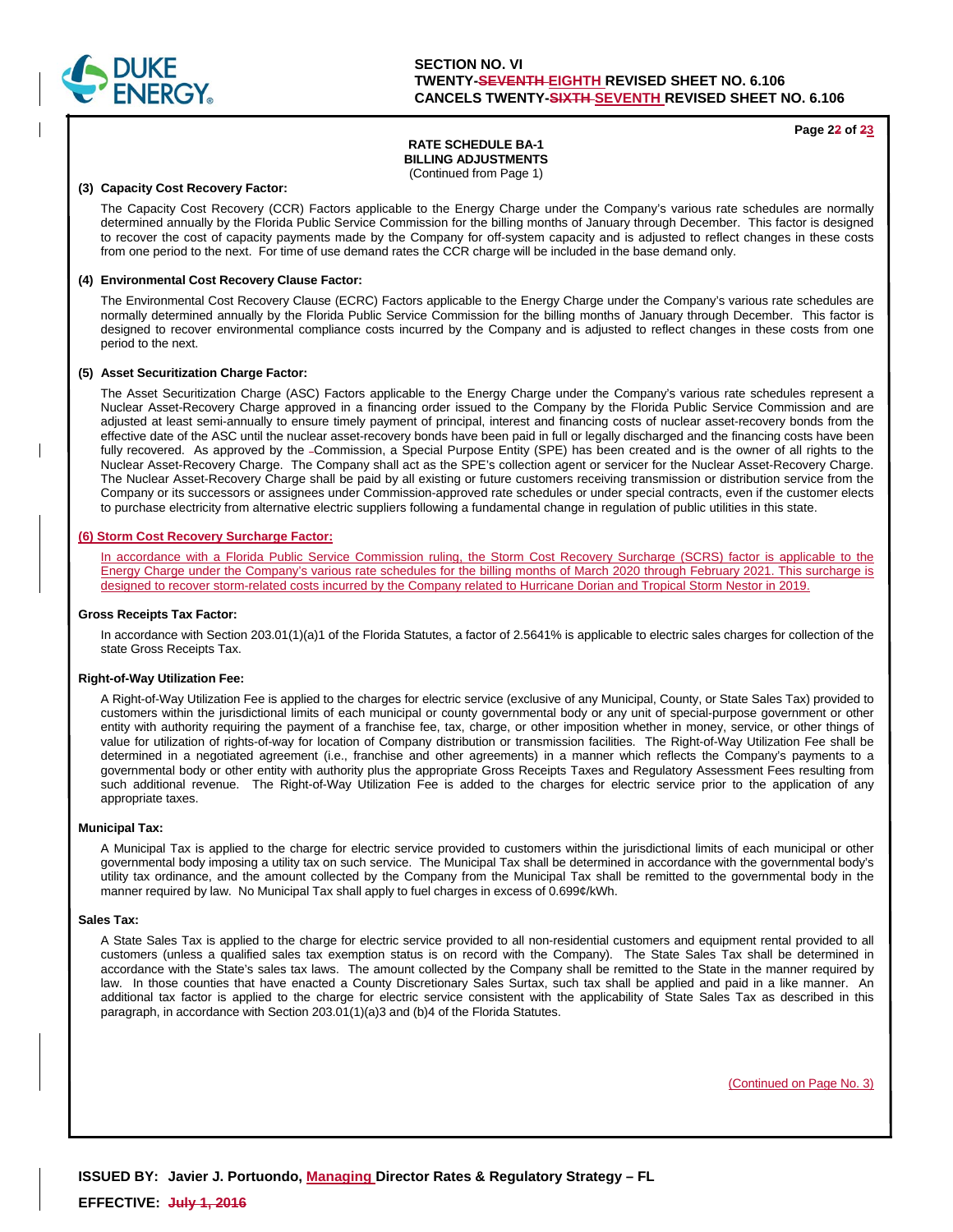SECTION NO. VI
TWENTY-~~SEVENTH~~ EIGHTH REVISED SHEET NO. 6.106
CANCELS TWENTY-~~SIXTH~~ SEVENTH REVISED SHEET NO. 6.106

Page 2~~2~~ of ~~2~~3

**RATE SCHEDULE BA-1**
**BILLING ADJUSTMENTS**
(Continued from Page 1)

**(3) Capacity Cost Recovery Factor:**

The Capacity Cost Recovery (CCR) Factors applicable to the Energy Charge under the Company's various rate schedules are normally determined annually by the Florida Public Service Commission for the billing months of January through December. This factor is designed to recover the cost of capacity payments made by the Company for off-system capacity and is adjusted to reflect changes in these costs from one period to the next. For time of use demand rates the CCR charge will be included in the base demand only.

**(4) Environmental Cost Recovery Clause Factor:**

The Environmental Cost Recovery Clause (ECRC) Factors applicable to the Energy Charge under the Company's various rate schedules are normally determined annually by the Florida Public Service Commission for the billing months of January through December. This factor is designed to recover environmental compliance costs incurred by the Company and is adjusted to reflect changes in these costs from one period to the next.

**(5) Asset Securitization Charge Factor:**

The Asset Securitization Charge (ASC) Factors applicable to the Energy Charge under the Company's various rate schedules represent a Nuclear Asset-Recovery Charge approved in a financing order issued to the Company by the Florida Public Service Commission and are adjusted at least semi-annually to ensure timely payment of principal, interest and financing costs of nuclear asset-recovery bonds from the effective date of the ASC until the nuclear asset-recovery bonds have been paid in full or legally discharged and the financing costs have been fully recovered. As approved by the Commission, a Special Purpose Entity (SPE) has been created and is the owner of all rights to the Nuclear Asset-Recovery Charge. The Company shall act as the SPE's collection agent or servicer for the Nuclear Asset-Recovery Charge. The Nuclear Asset-Recovery Charge shall be paid by all existing or future customers receiving transmission or distribution service from the Company or its successors or assignees under Commission-approved rate schedules or under special contracts, even if the customer elects to purchase electricity from alternative electric suppliers following a fundamental change in regulation of public utilities in this state.

**(6) Storm Cost Recovery Surcharge Factor:**

In accordance with a Florida Public Service Commission ruling, the Storm Cost Recovery Surcharge (SCRS) factor is applicable to the Energy Charge under the Company's various rate schedules for the billing months of March 2020 through February 2021. This surcharge is designed to recover storm-related costs incurred by the Company related to Hurricane Dorian and Tropical Storm Nestor in 2019.

**Gross Receipts Tax Factor:**

In accordance with Section 203.01(1)(a)1 of the Florida Statutes, a factor of 2.5641% is applicable to electric sales charges for collection of the state Gross Receipts Tax.

**Right-of-Way Utilization Fee:**

A Right-of-Way Utilization Fee is applied to the charges for electric service (exclusive of any Municipal, County, or State Sales Tax) provided to customers within the jurisdictional limits of each municipal or county governmental body or any unit of special-purpose government or other entity with authority requiring the payment of a franchise fee, tax, charge, or other imposition whether in money, service, or other things of value for utilization of rights-of-way for location of Company distribution or transmission facilities. The Right-of-Way Utilization Fee shall be determined in a negotiated agreement (i.e., franchise and other agreements) in a manner which reflects the Company's payments to a governmental body or other entity with authority plus the appropriate Gross Receipts Taxes and Regulatory Assessment Fees resulting from such additional revenue. The Right-of-Way Utilization Fee is added to the charges for electric service prior to the application of any appropriate taxes.

**Municipal Tax:**

A Municipal Tax is applied to the charge for electric service provided to customers within the jurisdictional limits of each municipal or other governmental body imposing a utility tax on such service. The Municipal Tax shall be determined in accordance with the governmental body's utility tax ordinance, and the amount collected by the Company from the Municipal Tax shall be remitted to the governmental body in the manner required by law. No Municipal Tax shall apply to fuel charges in excess of 0.699¢/kWh.

**Sales Tax:**

A State Sales Tax is applied to the charge for electric service provided to all non-residential customers and equipment rental provided to all customers (unless a qualified sales tax exemption status is on record with the Company). The State Sales Tax shall be determined in accordance with the State's sales tax laws. The amount collected by the Company shall be remitted to the State in the manner required by law. In those counties that have enacted a County Discretionary Sales Surtax, such tax shall be applied and paid in a like manner. An additional tax factor is applied to the charge for electric service consistent with the applicability of State Sales Tax as described in this paragraph, in accordance with Section 203.01(1)(a)3 and (b)4 of the Florida Statutes.

(Continued on Page No. 3)

**ISSUED BY: Javier J. Portuondo, Managing Director Rates & Regulatory Strategy – FL**

**EFFECTIVE: ~~July 1, 2016~~**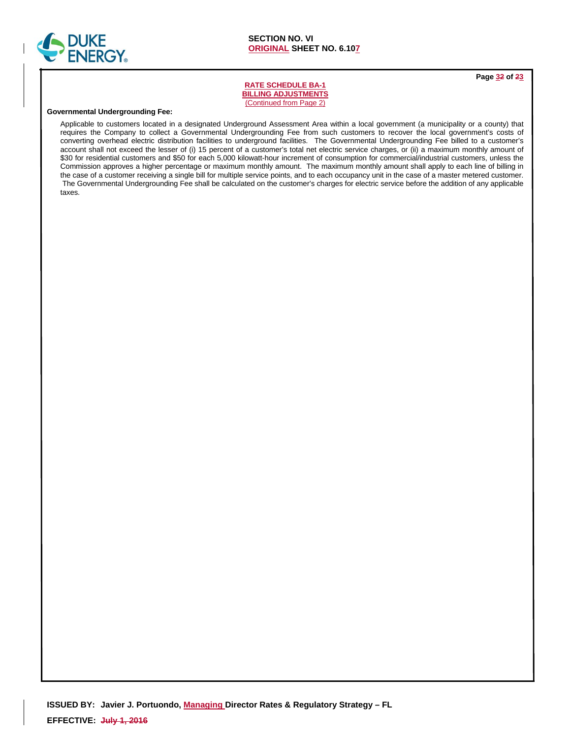**SECTION NO. VI**
**ORIGINAL SHEET NO. 6.107**

**RATE SCHEDULE BA-1**
**BILLING ADJUSTMENTS**
(Continued from Page 2)

**Governmental Undergrounding Fee:**

Applicable to customers located in a designated Underground Assessment Area within a local government (a municipality or a county) that requires the Company to collect a Governmental Undergrounding Fee from such customers to recover the local government's costs of converting overhead electric distribution facilities to underground facilities. The Governmental Undergrounding Fee billed to a customer's account shall not exceed the lesser of (i) 15 percent of a customer's total net electric service charges, or (ii) a maximum monthly amount of $30 for residential customers and $50 for each 5,000 kilowatt-hour increment of consumption for commercial/industrial customers, unless the Commission approves a higher percentage or maximum monthly amount. The maximum monthly amount shall apply to each line of billing in the case of a customer receiving a single bill for multiple service points, and to each occupancy unit in the case of a master metered customer. The Governmental Undergrounding Fee shall be calculated on the customer's charges for electric service before the addition of any applicable taxes.

**ISSUED BY: Javier J. Portuondo, Managing Director Rates & Regulatory Strategy – FL**

**EFFECTIVE: ~~July 1, 2016~~**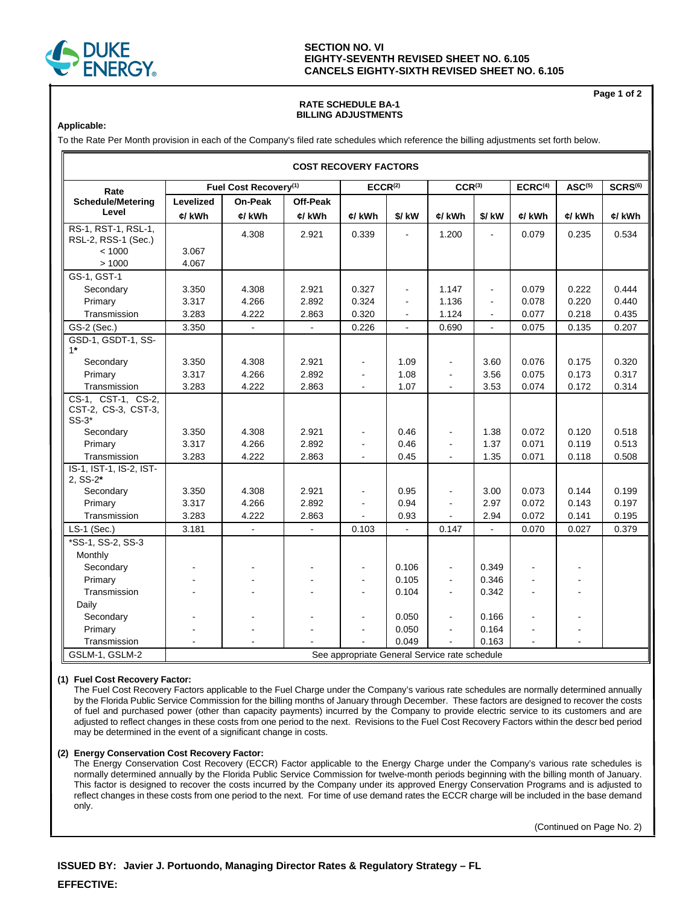**SECTION NO. VI**
**EIGHTY-SEVENTH REVISED SHEET NO. 6.105**
**CANCELS EIGHTY-SIXTH REVISED SHEET NO. 6.105**

**RATE SCHEDULE BA-1**
**BILLING ADJUSTMENTS**

**Applicable:**

To the Rate Per Month provision in each of the Company's filed rate schedules which reference the billing adjustments set forth below.

**COST RECOVERY FACTORS**

| Rate Schedule/Metering Level | Fuel Cost Recovery[(1)] | | | ECCR[(2)] | | CCR[(3)] | | ECRC[(4)] | ASC[(5)] | SCRS[(6)] |
|---|---|---|---|---|---|---|---|---|---|---|
| | Levelized ¢/ kWh | On-Peak ¢/ kWh | Off-Peak ¢/ kWh | ¢/ kWh | $/ kW | ¢/ kWh | $/ kW | ¢/ kWh | ¢/ kWh | ¢/ kWh |
| RS-1, RST-1, RSL-1, RSL-2, RSS-1 (Sec.) | | 4.308 | 2.921 | 0.339 | - | 1.200 | - | 0.079 | 0.235 | 0.534 |
| < 1000 | 3.067 | | | | | | | | | |
| > 1000 | 4.067 | | | | | | | | | |
| GS-1, GST-1 | | | | | | | | | | |
| Secondary | 3.350 | 4.308 | 2.921 | 0.327 | - | 1.147 | - | 0.079 | 0.222 | 0.444 |
| Primary | 3.317 | 4.266 | 2.892 | 0.324 | - | 1.136 | - | 0.078 | 0.220 | 0.440 |
| Transmission | 3.283 | 4.222 | 2.863 | 0.320 | - | 1.124 | - | 0.077 | 0.218 | 0.435 |
| GS-2 (Sec.) | 3.350 | - | - | 0.226 | - | 0.690 | - | 0.075 | 0.135 | 0.207 |
| GSD-1, GSDT-1, SS-1* | | | | | | | | | | |
| Secondary | 3.350 | 4.308 | 2.921 | - | 1.09 | - | 3.60 | 0.076 | 0.175 | 0.320 |
| Primary | 3.317 | 4.266 | 2.892 | - | 1.08 | - | 3.56 | 0.075 | 0.173 | 0.317 |
| Transmission | 3.283 | 4.222 | 2.863 | - | 1.07 | - | 3.53 | 0.074 | 0.172 | 0.314 |
| CS-1, CST-1, CS-2, CST-2, CS-3, CST-3, SS-3* | | | | | | | | | | |
| Secondary | 3.350 | 4.308 | 2.921 | - | 0.46 | - | 1.38 | 0.072 | 0.120 | 0.518 |
| Primary | 3.317 | 4.266 | 2.892 | - | 0.46 | - | 1.37 | 0.071 | 0.119 | 0.513 |
| Transmission | 3.283 | 4.222 | 2.863 | - | 0.45 | - | 1.35 | 0.071 | 0.118 | 0.508 |
| IS-1, IST-1, IS-2, IST-2, SS-2* | | | | | | | | | | |
| Secondary | 3.350 | 4.308 | 2.921 | - | 0.95 | - | 3.00 | 0.073 | 0.144 | 0.199 |
| Primary | 3.317 | 4.266 | 2.892 | - | 0.94 | - | 2.97 | 0.072 | 0.143 | 0.197 |
| Transmission | 3.283 | 4.222 | 2.863 | - | 0.93 | - | 2.94 | 0.072 | 0.141 | 0.195 |
| LS-1 (Sec.) | 3.181 | - | - | 0.103 | - | 0.147 | - | 0.070 | 0.027 | 0.379 |
| *SS-1, SS-2, SS-3 | | | | | | | | | | |
| Monthly | | | | | | | | | | |
| Secondary | - | - | - | - | 0.106 | - | 0.349 | - | - | |
| Primary | - | - | - | - | 0.105 | - | 0.346 | - | - | |
| Transmission | - | - | - | - | 0.104 | - | 0.342 | - | - | |
| Daily | | | | | | | | | | |
| Secondary | - | - | - | - | 0.050 | - | 0.166 | - | - | |
| Primary | - | - | - | - | 0.050 | - | 0.164 | - | - | |
| Transmission | - | - | - | - | 0.049 | - | 0.163 | - | - | |
| GSLM-1, GSLM-2 | See appropriate General Service rate schedule | | | | | | | | | |

**(1) Fuel Cost Recovery Factor:**
The Fuel Cost Recovery Factors applicable to the Fuel Charge under the Company's various rate schedules are normally determined annually by the Florida Public Service Commission for the billing months of January through December. These factors are designed to recover the costs of fuel and purchased power (other than capacity payments) incurred by the Company to provide electric service to its customers and are adjusted to reflect changes in these costs from one period to the next. Revisions to the Fuel Cost Recovery Factors within the descr bed period may be determined in the event of a significant change in costs.

**(2) Energy Conservation Cost Recovery Factor:**
The Energy Conservation Cost Recovery (ECCR) Factor applicable to the Energy Charge under the Company's various rate schedules is normally determined annually by the Florida Public Service Commission for twelve-month periods beginning with the billing month of January. This factor is designed to recover the costs incurred by the Company under its approved Energy Conservation Programs and is adjusted to reflect changes in these costs from one period to the next. For time of use demand rates the ECCR charge will be included in the base demand only.

(Continued on Page No. 2)

**ISSUED BY: Javier J. Portuondo, Managing Director Rates & Regulatory Strategy – FL**

**EFFECTIVE:**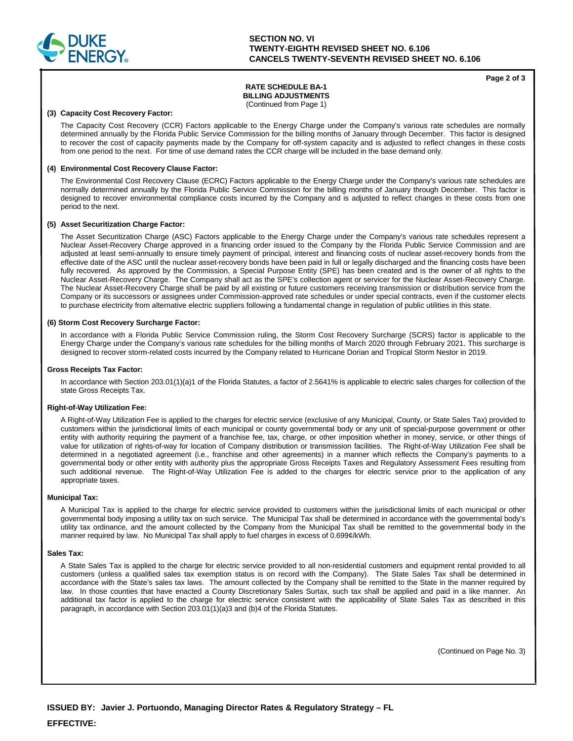**SECTION NO. VI**
**TWENTY-EIGHTH REVISED SHEET NO. 6.106**
**CANCELS TWENTY-SEVENTH REVISED SHEET NO. 6.106**

## RATE SCHEDULE BA-1
## BILLING ADJUSTMENTS

(Continued from Page 1)

**(3) Capacity Cost Recovery Factor:**

The Capacity Cost Recovery (CCR) Factors applicable to the Energy Charge under the Company's various rate schedules are normally determined annually by the Florida Public Service Commission for the billing months of January through December. This factor is designed to recover the cost of capacity payments made by the Company for off-system capacity and is adjusted to reflect changes in these costs from one period to the next. For time of use demand rates the CCR charge will be included in the base demand only.

**(4) Environmental Cost Recovery Clause Factor:**

The Environmental Cost Recovery Clause (ECRC) Factors applicable to the Energy Charge under the Company's various rate schedules are normally determined annually by the Florida Public Service Commission for the billing months of January through December. This factor is designed to recover environmental compliance costs incurred by the Company and is adjusted to reflect changes in these costs from one period to the next.

**(5) Asset Securitization Charge Factor:**

The Asset Securitization Charge (ASC) Factors applicable to the Energy Charge under the Company's various rate schedules represent a Nuclear Asset-Recovery Charge approved in a financing order issued to the Company by the Florida Public Service Commission and are adjusted at least semi-annually to ensure timely payment of principal, interest and financing costs of nuclear asset-recovery bonds from the effective date of the ASC until the nuclear asset-recovery bonds have been paid in full or legally discharged and the financing costs have been fully recovered. As approved by the Commission, a Special Purpose Entity (SPE) has been created and is the owner of all rights to the Nuclear Asset-Recovery Charge. The Company shall act as the SPE's collection agent or servicer for the Nuclear Asset-Recovery Charge. The Nuclear Asset-Recovery Charge shall be paid by all existing or future customers receiving transmission or distribution service from the Company or its successors or assignees under Commission-approved rate schedules or under special contracts, even if the customer elects to purchase electricity from alternative electric suppliers following a fundamental change in regulation of public utilities in this state.

**(6) Storm Cost Recovery Surcharge Factor:**

In accordance with a Florida Public Service Commission ruling, the Storm Cost Recovery Surcharge (SCRS) factor is applicable to the Energy Charge under the Company's various rate schedules for the billing months of March 2020 through February 2021. This surcharge is designed to recover storm-related costs incurred by the Company related to Hurricane Dorian and Tropical Storm Nestor in 2019.

**Gross Receipts Tax Factor:**

In accordance with Section 203.01(1)(a)1 of the Florida Statutes, a factor of 2.5641% is applicable to electric sales charges for collection of the state Gross Receipts Tax.

**Right-of-Way Utilization Fee:**

A Right-of-Way Utilization Fee is applied to the charges for electric service (exclusive of any Municipal, County, or State Sales Tax) provided to customers within the jurisdictional limits of each municipal or county governmental body or any unit of special-purpose government or other entity with authority requiring the payment of a franchise fee, tax, charge, or other imposition whether in money, service, or other things of value for utilization of rights-of-way for location of Company distribution or transmission facilities. The Right-of-Way Utilization Fee shall be determined in a negotiated agreement (i.e., franchise and other agreements) in a manner which reflects the Company's payments to a governmental body or other entity with authority plus the appropriate Gross Receipts Taxes and Regulatory Assessment Fees resulting from such additional revenue. The Right-of-Way Utilization Fee is added to the charges for electric service prior to the application of any appropriate taxes.

**Municipal Tax:**

A Municipal Tax is applied to the charge for electric service provided to customers within the jurisdictional limits of each municipal or other governmental body imposing a utility tax on such service. The Municipal Tax shall be determined in accordance with the governmental body's utility tax ordinance, and the amount collected by the Company from the Municipal Tax shall be remitted to the governmental body in the manner required by law. No Municipal Tax shall apply to fuel charges in excess of 0.699¢/kWh.

**Sales Tax:**

A State Sales Tax is applied to the charge for electric service provided to all non-residential customers and equipment rental provided to all customers (unless a qualified sales tax exemption status is on record with the Company). The State Sales Tax shall be determined in accordance with the State's sales tax laws. The amount collected by the Company shall be remitted to the State in the manner required by law. In those counties that have enacted a County Discretionary Sales Surtax, such tax shall be applied and paid in a like manner. An additional tax factor is applied to the charge for electric service consistent with the applicability of State Sales Tax as described in this paragraph, in accordance with Section 203.01(1)(a)3 and (b)4 of the Florida Statutes.

(Continued on Page No. 3)

**ISSUED BY: Javier J. Portuondo, Managing Director Rates & Regulatory Strategy – FL**

**EFFECTIVE:**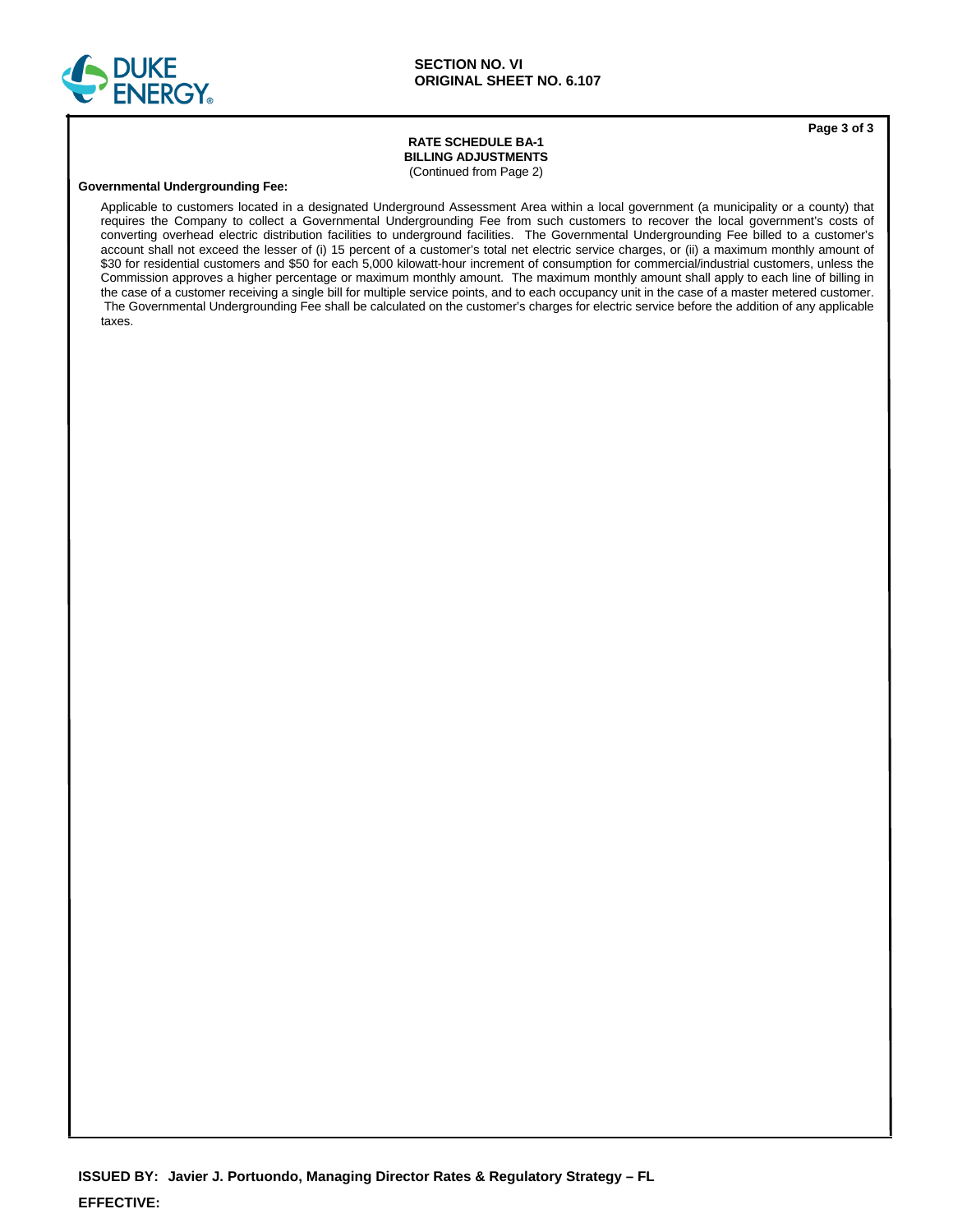**SECTION NO. VI**
**ORIGINAL SHEET NO. 6.107**

**RATE SCHEDULE BA-1**
**BILLING ADJUSTMENTS**
(Continued from Page 2)

**Governmental Undergrounding Fee:**

Applicable to customers located in a designated Underground Assessment Area within a local government (a municipality or a county) that requires the Company to collect a Governmental Undergrounding Fee from such customers to recover the local government's costs of converting overhead electric distribution facilities to underground facilities. The Governmental Undergrounding Fee billed to a customer's account shall not exceed the lesser of (i) 15 percent of a customer's total net electric service charges, or (ii) a maximum monthly amount of $30 for residential customers and $50 for each 5,000 kilowatt-hour increment of consumption for commercial/industrial customers, unless the Commission approves a higher percentage or maximum monthly amount. The maximum monthly amount shall apply to each line of billing in the case of a customer receiving a single bill for multiple service points, and to each occupancy unit in the case of a master metered customer. The Governmental Undergrounding Fee shall be calculated on the customer's charges for electric service before the addition of any applicable taxes.

**ISSUED BY: Javier J. Portuondo, Managing Director Rates & Regulatory Strategy – FL**

**EFFECTIVE:**